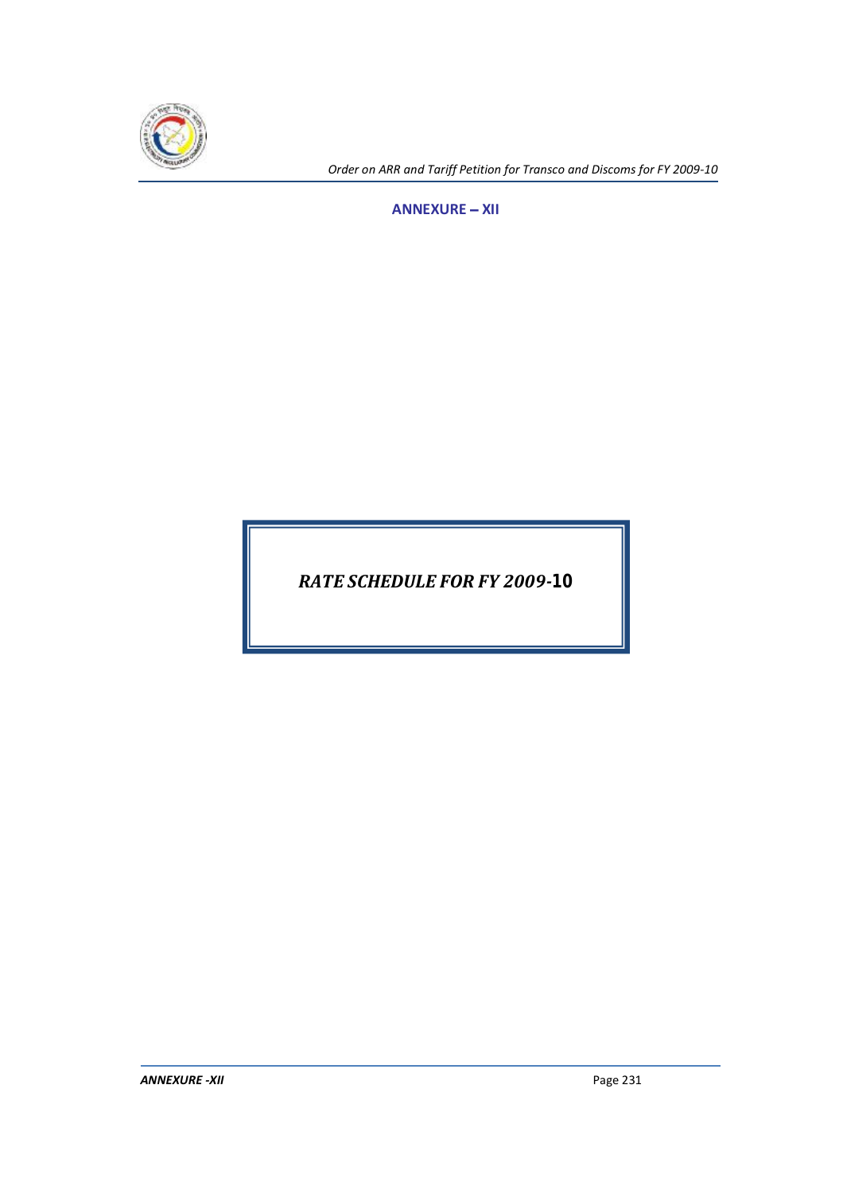## ANNEXURE – XII

# *RATE SCHEDULE FOR FY 2009-10*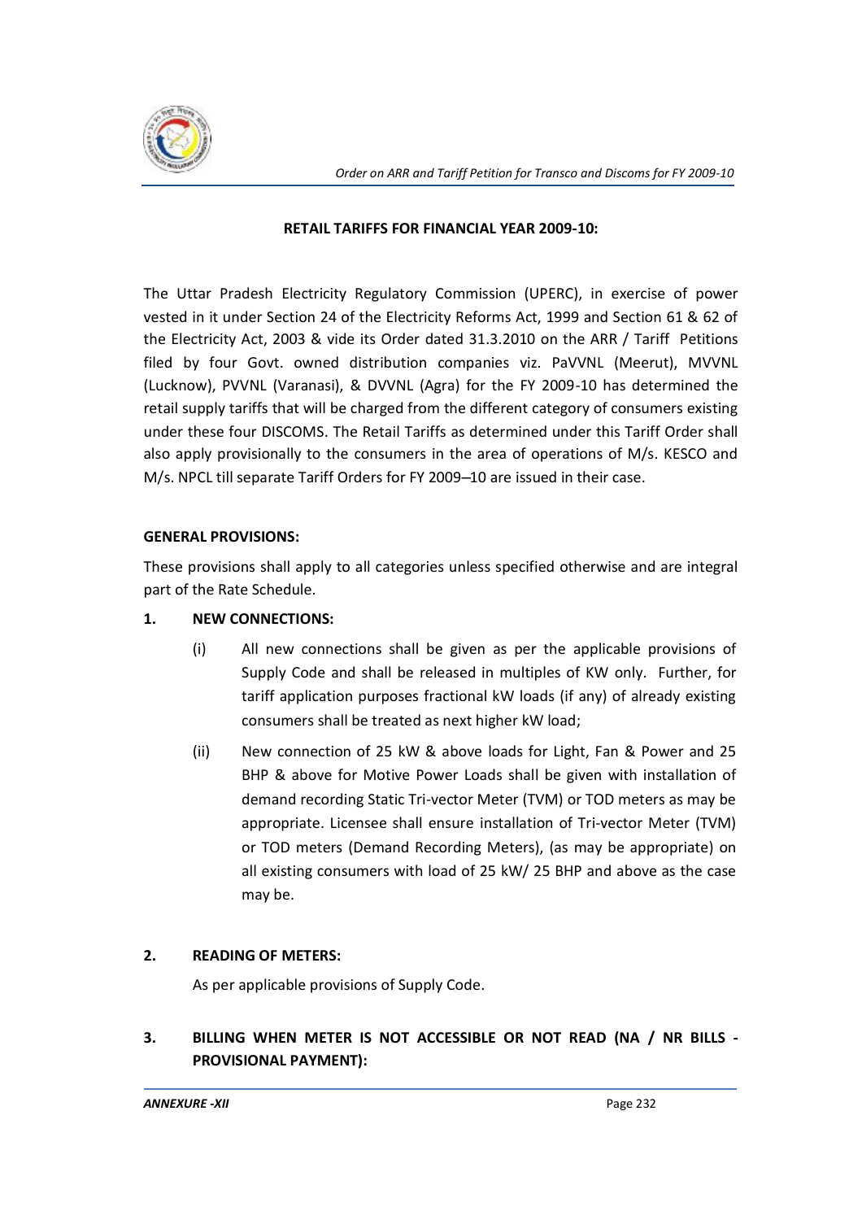## RETAIL TARIFFS FOR FINANCIAL YEAR 2009-10:

The Uttar Pradesh Electricity Regulatory Commission (UPERC), in exercise of power vested in it under Section 24 of the Electricity Reforms Act, 1999 and Section 61 & 62 of the Electricity Act, 2003 & vide its Order dated 31.3.2010 on the ARR / Tariff Petitions filed by four Govt. owned distribution companies viz. PaVVNL (Meerut), MVVNL (Lucknow), PVVNL (Varanasi), & DVVNL (Agra) for the FY 2009-10 has determined the retail supply tariffs that will be charged from the different category of consumers existing under these four DISCOMS. The Retail Tariffs as determined under this Tariff Order shall also apply provisionally to the consumers in the area of operations of M/s. KESCO and M/s. NPCL till separate Tariff Orders for FY 2009–10 are issued in their case.

### GENERAL PROVISIONS:

These provisions shall apply to all categories unless specified otherwise and are integral part of the Rate Schedule.

**1. NEW CONNECTIONS:**

(i) All new connections shall be given as per the applicable provisions of Supply Code and shall be released in multiples of KW only. Further, for tariff application purposes fractional kW loads (if any) of already existing consumers shall be treated as next higher kW load;

(ii) New connection of 25 kW & above loads for Light, Fan & Power and 25 BHP & above for Motive Power Loads shall be given with installation of demand recording Static Tri-vector Meter (TVM) or TOD meters as may be appropriate. Licensee shall ensure installation of Tri-vector Meter (TVM) or TOD meters (Demand Recording Meters), (as may be appropriate) on all existing consumers with load of 25 kW/ 25 BHP and above as the case may be.

**2. READING OF METERS:**

As per applicable provisions of Supply Code.

**3. BILLING WHEN METER IS NOT ACCESSIBLE OR NOT READ (NA / NR BILLS - PROVISIONAL PAYMENT):**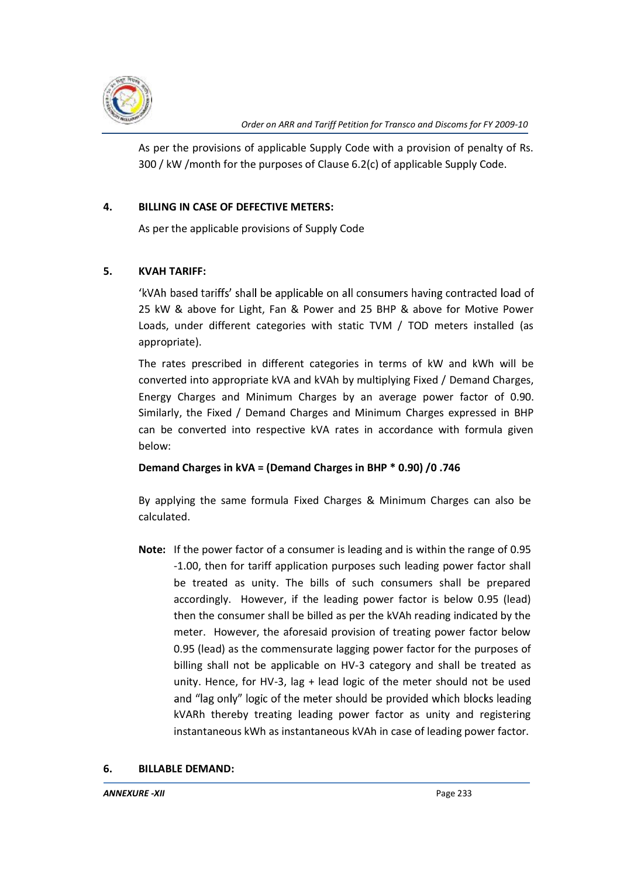As per the provisions of applicable Supply Code with a provision of penalty of Rs. 300 / kW /month for the purposes of Clause 6.2(c) of applicable Supply Code.

## 4. BILLING IN CASE OF DEFECTIVE METERS:

As per the applicable provisions of Supply Code

## 5. KVAH TARIFF:

'kVAh based tariffs' shall be applicable on all consumers having contracted load of 25 kW & above for Light, Fan & Power and 25 BHP & above for Motive Power Loads, under different categories with static TVM / TOD meters installed (as appropriate).

The rates prescribed in different categories in terms of kW and kWh will be converted into appropriate kVA and kVAh by multiplying Fixed / Demand Charges, Energy Charges and Minimum Charges by an average power factor of 0.90. Similarly, the Fixed / Demand Charges and Minimum Charges expressed in BHP can be converted into respective kVA rates in accordance with formula given below:

**Demand Charges in kVA = (Demand Charges in BHP * 0.90) /0 .746**

By applying the same formula Fixed Charges & Minimum Charges can also be calculated.

**Note:** If the power factor of a consumer is leading and is within the range of 0.95 -1.00, then for tariff application purposes such leading power factor shall be treated as unity. The bills of such consumers shall be prepared accordingly. However, if the leading power factor is below 0.95 (lead) then the consumer shall be billed as per the kVAh reading indicated by the meter. However, the aforesaid provision of treating power factor below 0.95 (lead) as the commensurate lagging power factor for the purposes of billing shall not be applicable on HV-3 category and shall be treated as unity. Hence, for HV-3, lag + lead logic of the meter should not be used and "lag only" logic of the meter should be provided which blocks leading kVARh thereby treating leading power factor as unity and registering instantaneous kWh as instantaneous kVAh in case of leading power factor.

## 6. BILLABLE DEMAND: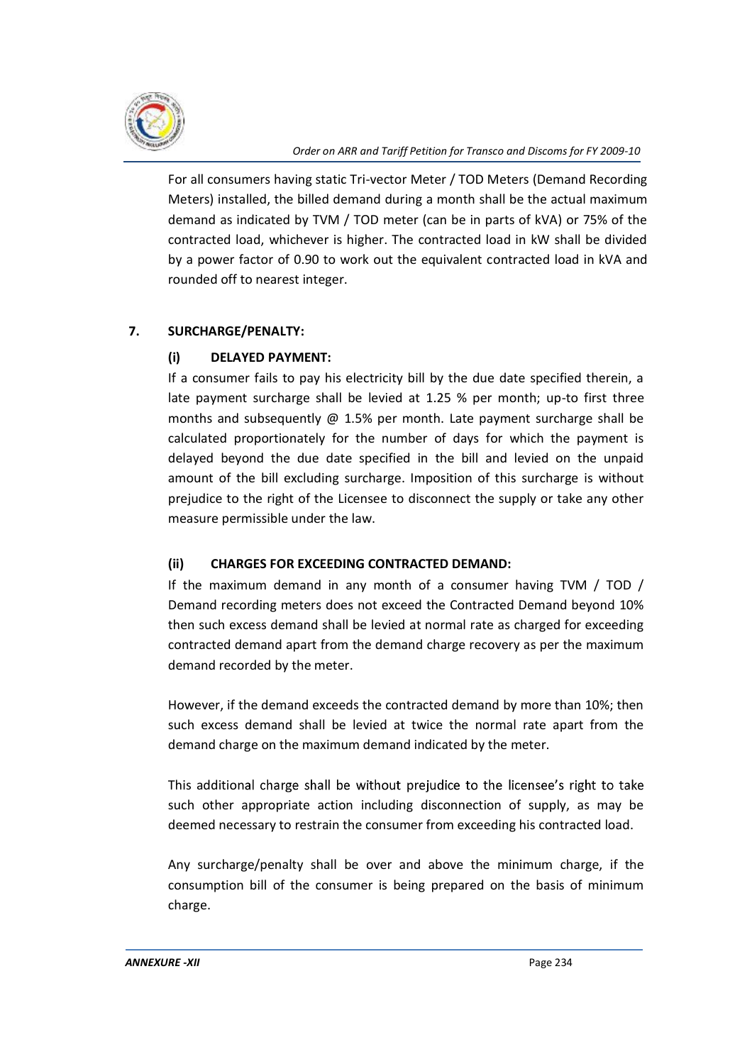For all consumers having static Tri-vector Meter / TOD Meters (Demand Recording Meters) installed, the billed demand during a month shall be the actual maximum demand as indicated by TVM / TOD meter (can be in parts of kVA) or 75% of the contracted load, whichever is higher. The contracted load in kW shall be divided by a power factor of 0.90 to work out the equivalent contracted load in kVA and rounded off to nearest integer.

## 7. SURCHARGE/PENALTY:

### (i) DELAYED PAYMENT:

If a consumer fails to pay his electricity bill by the due date specified therein, a late payment surcharge shall be levied at 1.25 % per month; up-to first three months and subsequently @ 1.5% per month. Late payment surcharge shall be calculated proportionately for the number of days for which the payment is delayed beyond the due date specified in the bill and levied on the unpaid amount of the bill excluding surcharge. Imposition of this surcharge is without prejudice to the right of the Licensee to disconnect the supply or take any other measure permissible under the law.

### (ii) CHARGES FOR EXCEEDING CONTRACTED DEMAND:

If the maximum demand in any month of a consumer having TVM / TOD / Demand recording meters does not exceed the Contracted Demand beyond 10% then such excess demand shall be levied at normal rate as charged for exceeding contracted demand apart from the demand charge recovery as per the maximum demand recorded by the meter.

However, if the demand exceeds the contracted demand by more than 10%; then such excess demand shall be levied at twice the normal rate apart from the demand charge on the maximum demand indicated by the meter.

This additional charge shall be without prejudice to the licensee's right to take such other appropriate action including disconnection of supply, as may be deemed necessary to restrain the consumer from exceeding his contracted load.

Any surcharge/penalty shall be over and above the minimum charge, if the consumption bill of the consumer is being prepared on the basis of minimum charge.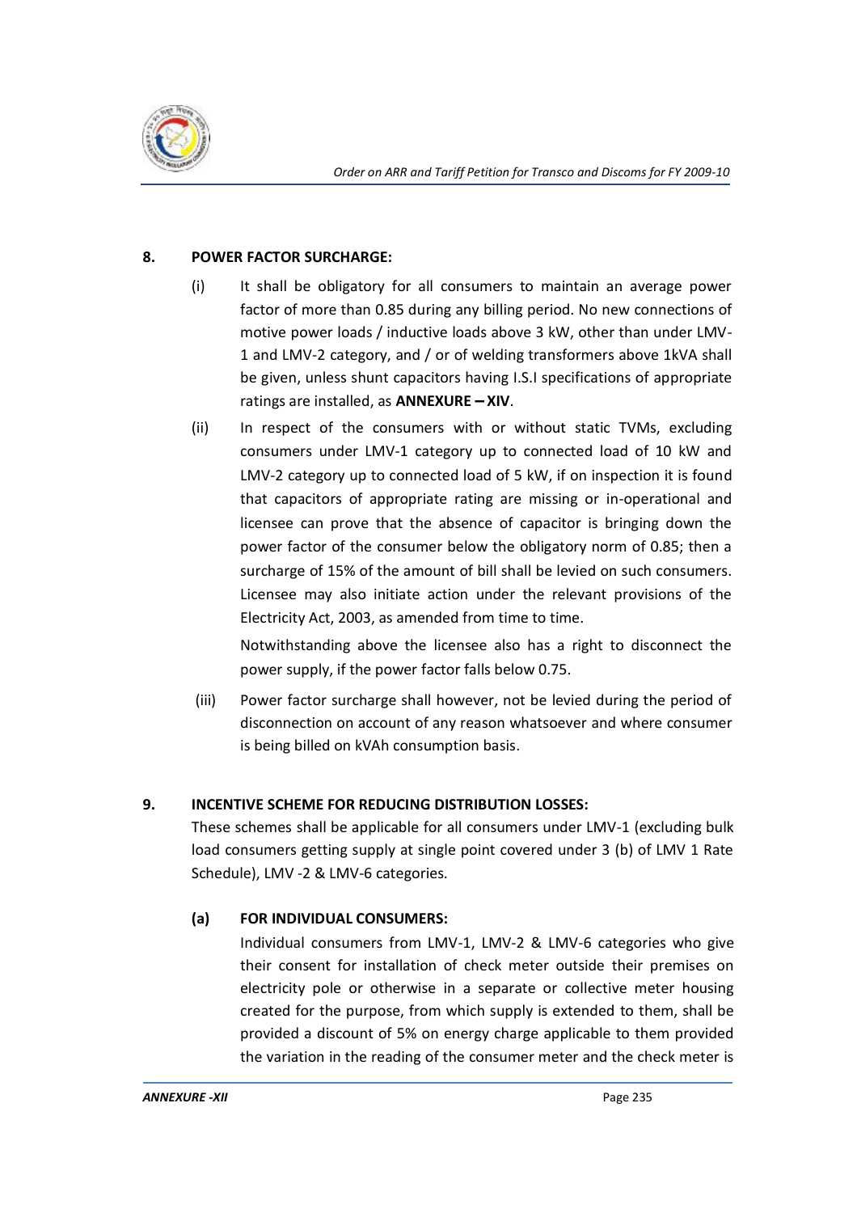## 8. POWER FACTOR SURCHARGE:

(i) It shall be obligatory for all consumers to maintain an average power factor of more than 0.85 during any billing period. No new connections of motive power loads / inductive loads above 3 kW, other than under LMV-1 and LMV-2 category, and / or of welding transformers above 1kVA shall be given, unless shunt capacitors having I.S.I specifications of appropriate ratings are installed, as **ANNEXURE – XIV**.

(ii) In respect of the consumers with or without static TVMs, excluding consumers under LMV-1 category up to connected load of 10 kW and LMV-2 category up to connected load of 5 kW, if on inspection it is found that capacitors of appropriate rating are missing or in-operational and licensee can prove that the absence of capacitor is bringing down the power factor of the consumer below the obligatory norm of 0.85; then a surcharge of 15% of the amount of bill shall be levied on such consumers. Licensee may also initiate action under the relevant provisions of the Electricity Act, 2003, as amended from time to time.

Notwithstanding above the licensee also has a right to disconnect the power supply, if the power factor falls below 0.75.

(iii) Power factor surcharge shall however, not be levied during the period of disconnection on account of any reason whatsoever and where consumer is being billed on kVAh consumption basis.

## 9. INCENTIVE SCHEME FOR REDUCING DISTRIBUTION LOSSES:

These schemes shall be applicable for all consumers under LMV-1 (excluding bulk load consumers getting supply at single point covered under 3 (b) of LMV 1 Rate Schedule), LMV -2 & LMV-6 categories.

### (a) FOR INDIVIDUAL CONSUMERS:

Individual consumers from LMV-1, LMV-2 & LMV-6 categories who give their consent for installation of check meter outside their premises on electricity pole or otherwise in a separate or collective meter housing created for the purpose, from which supply is extended to them, shall be provided a discount of 5% on energy charge applicable to them provided the variation in the reading of the consumer meter and the check meter is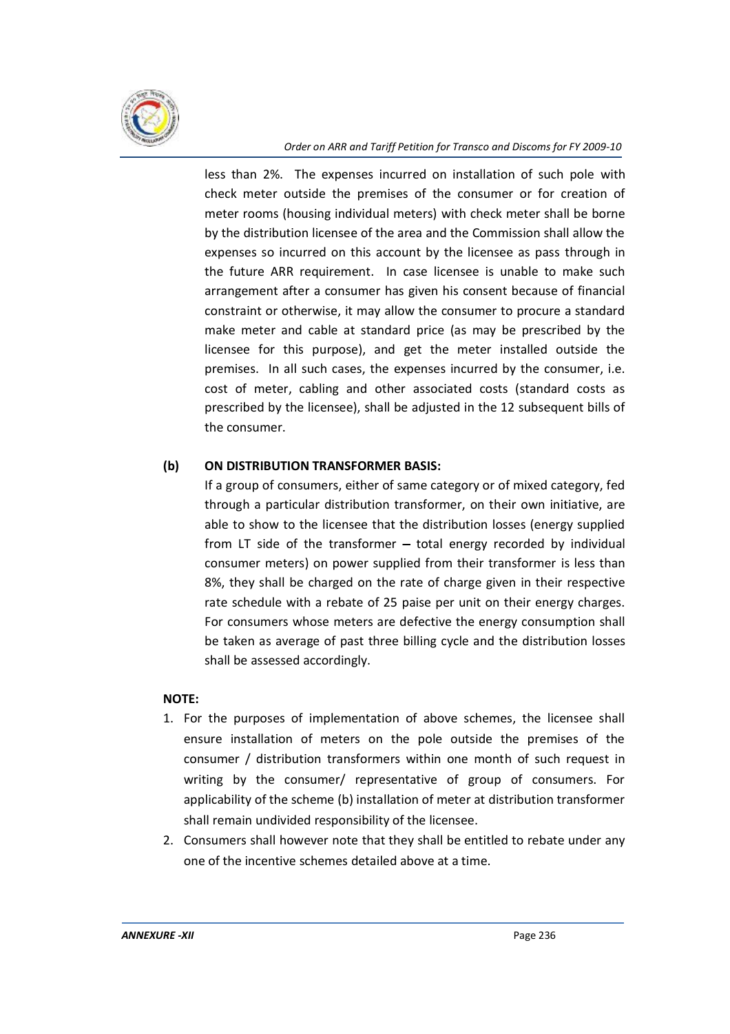less than 2%. The expenses incurred on installation of such pole with check meter outside the premises of the consumer or for creation of meter rooms (housing individual meters) with check meter shall be borne by the distribution licensee of the area and the Commission shall allow the expenses so incurred on this account by the licensee as pass through in the future ARR requirement. In case licensee is unable to make such arrangement after a consumer has given his consent because of financial constraint or otherwise, it may allow the consumer to procure a standard make meter and cable at standard price (as may be prescribed by the licensee for this purpose), and get the meter installed outside the premises. In all such cases, the expenses incurred by the consumer, i.e. cost of meter, cabling and other associated costs (standard costs as prescribed by the licensee), shall be adjusted in the 12 subsequent bills of the consumer.

**(b) ON DISTRIBUTION TRANSFORMER BASIS:**

If a group of consumers, either of same category or of mixed category, fed through a particular distribution transformer, on their own initiative, are able to show to the licensee that the distribution losses (energy supplied from LT side of the transformer – total energy recorded by individual consumer meters) on power supplied from their transformer is less than 8%, they shall be charged on the rate of charge given in their respective rate schedule with a rebate of 25 paise per unit on their energy charges. For consumers whose meters are defective the energy consumption shall be taken as average of past three billing cycle and the distribution losses shall be assessed accordingly.

**NOTE:**

1. For the purposes of implementation of above schemes, the licensee shall ensure installation of meters on the pole outside the premises of the consumer / distribution transformers within one month of such request in writing by the consumer/ representative of group of consumers. For applicability of the scheme (b) installation of meter at distribution transformer shall remain undivided responsibility of the licensee.
2. Consumers shall however note that they shall be entitled to rebate under any one of the incentive schemes detailed above at a time.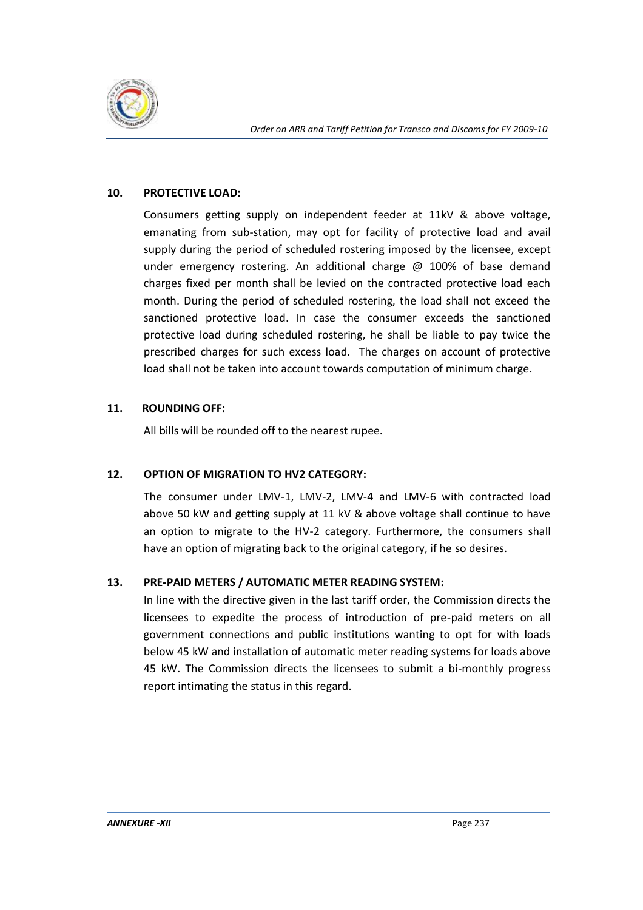## 10. PROTECTIVE LOAD:

Consumers getting supply on independent feeder at 11kV & above voltage, emanating from sub-station, may opt for facility of protective load and avail supply during the period of scheduled rostering imposed by the licensee, except under emergency rostering. An additional charge @ 100% of base demand charges fixed per month shall be levied on the contracted protective load each month. During the period of scheduled rostering, the load shall not exceed the sanctioned protective load. In case the consumer exceeds the sanctioned protective load during scheduled rostering, he shall be liable to pay twice the prescribed charges for such excess load. The charges on account of protective load shall not be taken into account towards computation of minimum charge.

## 11. ROUNDING OFF:

All bills will be rounded off to the nearest rupee.

## 12. OPTION OF MIGRATION TO HV2 CATEGORY:

The consumer under LMV-1, LMV-2, LMV-4 and LMV-6 with contracted load above 50 kW and getting supply at 11 kV & above voltage shall continue to have an option to migrate to the HV-2 category. Furthermore, the consumers shall have an option of migrating back to the original category, if he so desires.

## 13. PRE-PAID METERS / AUTOMATIC METER READING SYSTEM:

In line with the directive given in the last tariff order, the Commission directs the licensees to expedite the process of introduction of pre-paid meters on all government connections and public institutions wanting to opt for with loads below 45 kW and installation of automatic meter reading systems for loads above 45 kW. The Commission directs the licensees to submit a bi-monthly progress report intimating the status in this regard.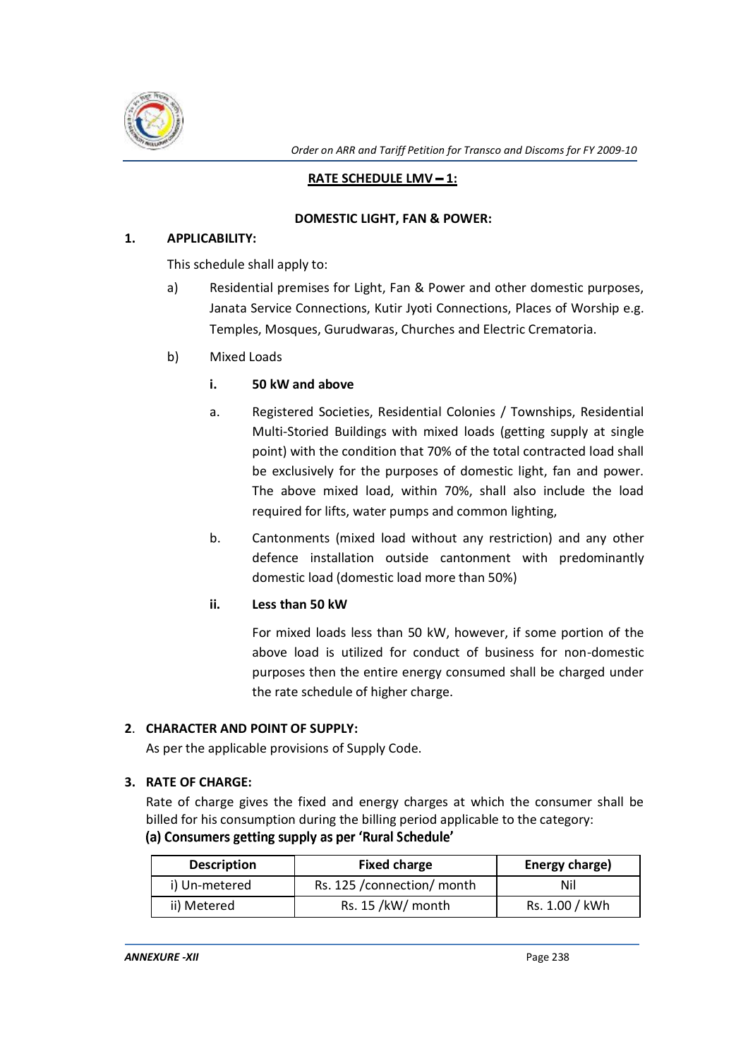## RATE SCHEDULE LMV – 1:

### DOMESTIC LIGHT, FAN & POWER:

**1. APPLICABILITY:**

This schedule shall apply to:

a) Residential premises for Light, Fan & Power and other domestic purposes, Janata Service Connections, Kutir Jyoti Connections, Places of Worship e.g. Temples, Mosques, Gurudwaras, Churches and Electric Crematoria.

b) Mixed Loads

**i. 50 kW and above**

a. Registered Societies, Residential Colonies / Townships, Residential Multi-Storied Buildings with mixed loads (getting supply at single point) with the condition that 70% of the total contracted load shall be exclusively for the purposes of domestic light, fan and power. The above mixed load, within 70%, shall also include the load required for lifts, water pumps and common lighting,

b. Cantonments (mixed load without any restriction) and any other defence installation outside cantonment with predominantly domestic load (domestic load more than 50%)

**ii. Less than 50 kW**

For mixed loads less than 50 kW, however, if some portion of the above load is utilized for conduct of business for non-domestic purposes then the entire energy consumed shall be charged under the rate schedule of higher charge.

**2. CHARACTER AND POINT OF SUPPLY:**

As per the applicable provisions of Supply Code.

**3. RATE OF CHARGE:**

Rate of charge gives the fixed and energy charges at which the consumer shall be billed for his consumption during the billing period applicable to the category:

**(a) Consumers getting supply as per 'Rural Schedule'**

| Description | Fixed charge | Energy charge) |
|---|---|---|
| i) Un-metered | Rs. 125 /connection/ month | Nil |
| ii) Metered | Rs. 15 /kW/ month | Rs. 1.00 / kWh |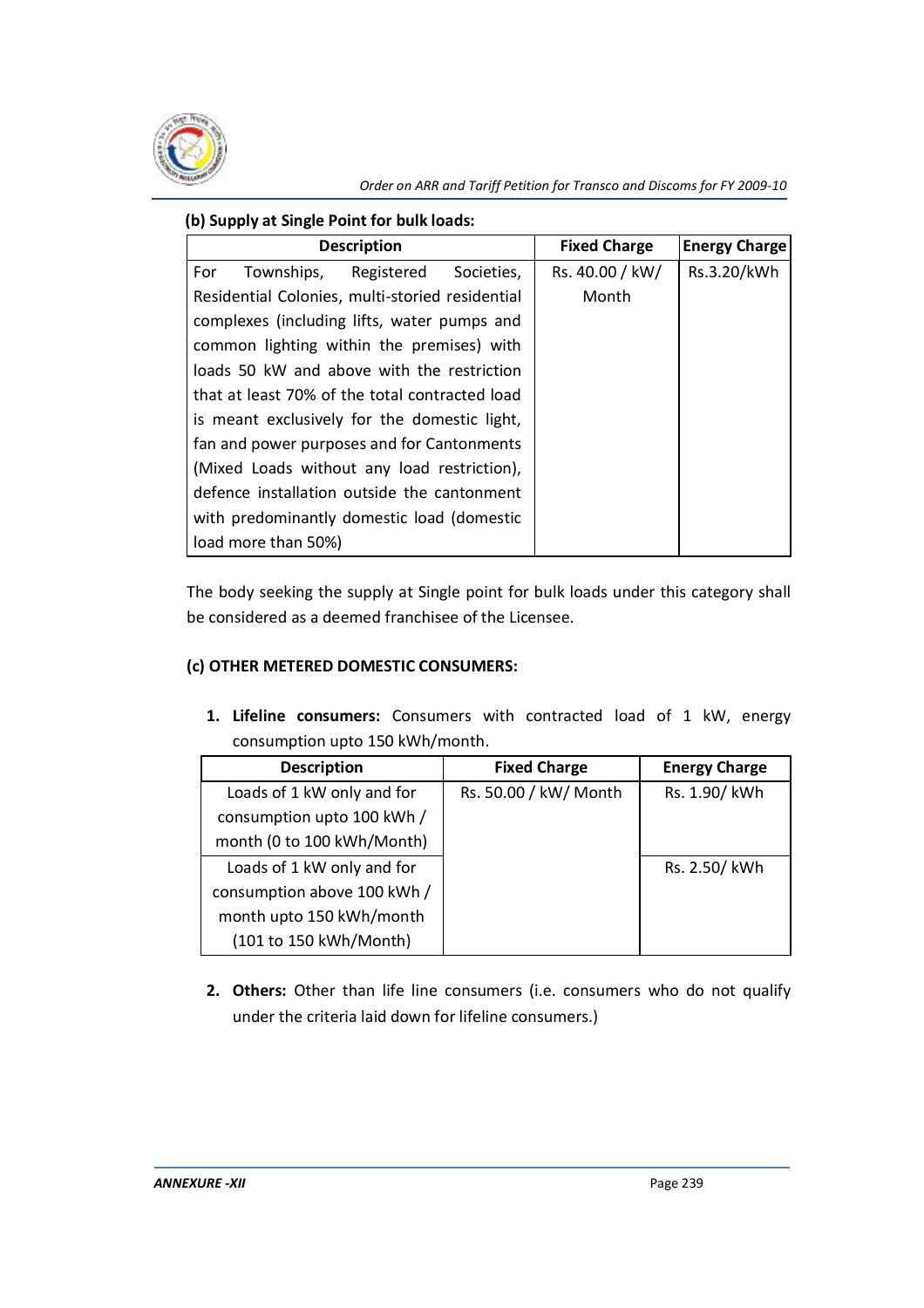**(b) Supply at Single Point for bulk loads:**

| Description | Fixed Charge | Energy Charge |
|---|---|---|
| For Townships, Registered Societies, Residential Colonies, multi-storied residential complexes (including lifts, water pumps and common lighting within the premises) with loads 50 kW and above with the restriction that at least 70% of the total contracted load is meant exclusively for the domestic light, fan and power purposes and for Cantonments (Mixed Loads without any load restriction), defence installation outside the cantonment with predominantly domestic load (domestic load more than 50%) | Rs. 40.00 / kW/ Month | Rs.3.20/kWh |

The body seeking the supply at Single point for bulk loads under this category shall be considered as a deemed franchisee of the Licensee.

**(c) OTHER METERED DOMESTIC CONSUMERS:**

1. **Lifeline consumers:** Consumers with contracted load of 1 kW, energy consumption upto 150 kWh/month.

| Description | Fixed Charge | Energy Charge |
|---|---|---|
| Loads of 1 kW only and for consumption upto 100 kWh / month (0 to 100 kWh/Month) | Rs. 50.00 / kW/ Month | Rs. 1.90/ kWh |
| Loads of 1 kW only and for consumption above 100 kWh / month upto 150 kWh/month (101 to 150 kWh/Month) | | Rs. 2.50/ kWh |

2. **Others:** Other than life line consumers (i.e. consumers who do not qualify under the criteria laid down for lifeline consumers.)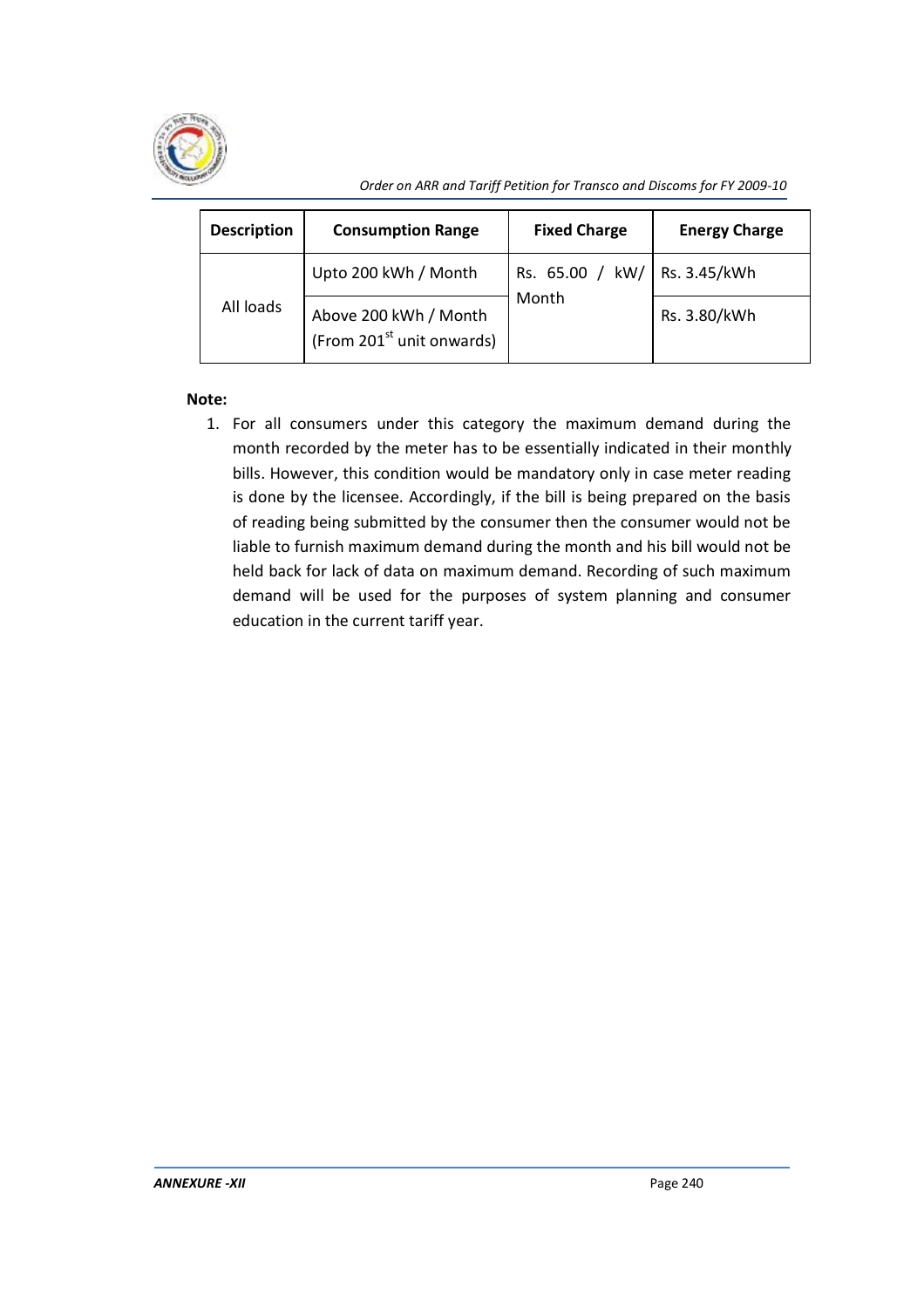| Description | Consumption Range | Fixed Charge | Energy Charge |
|---|---|---|---|
| All loads | Upto 200 kWh / Month | Rs. 65.00 / kW/ Month | Rs. 3.45/kWh |
| | Above 200 kWh / Month (From 201st unit onwards) | | Rs. 3.80/kWh |

**Note:**

1. For all consumers under this category the maximum demand during the month recorded by the meter has to be essentially indicated in their monthly bills. However, this condition would be mandatory only in case meter reading is done by the licensee. Accordingly, if the bill is being prepared on the basis of reading being submitted by the consumer then the consumer would not be liable to furnish maximum demand during the month and his bill would not be held back for lack of data on maximum demand. Recording of such maximum demand will be used for the purposes of system planning and consumer education in the current tariff year.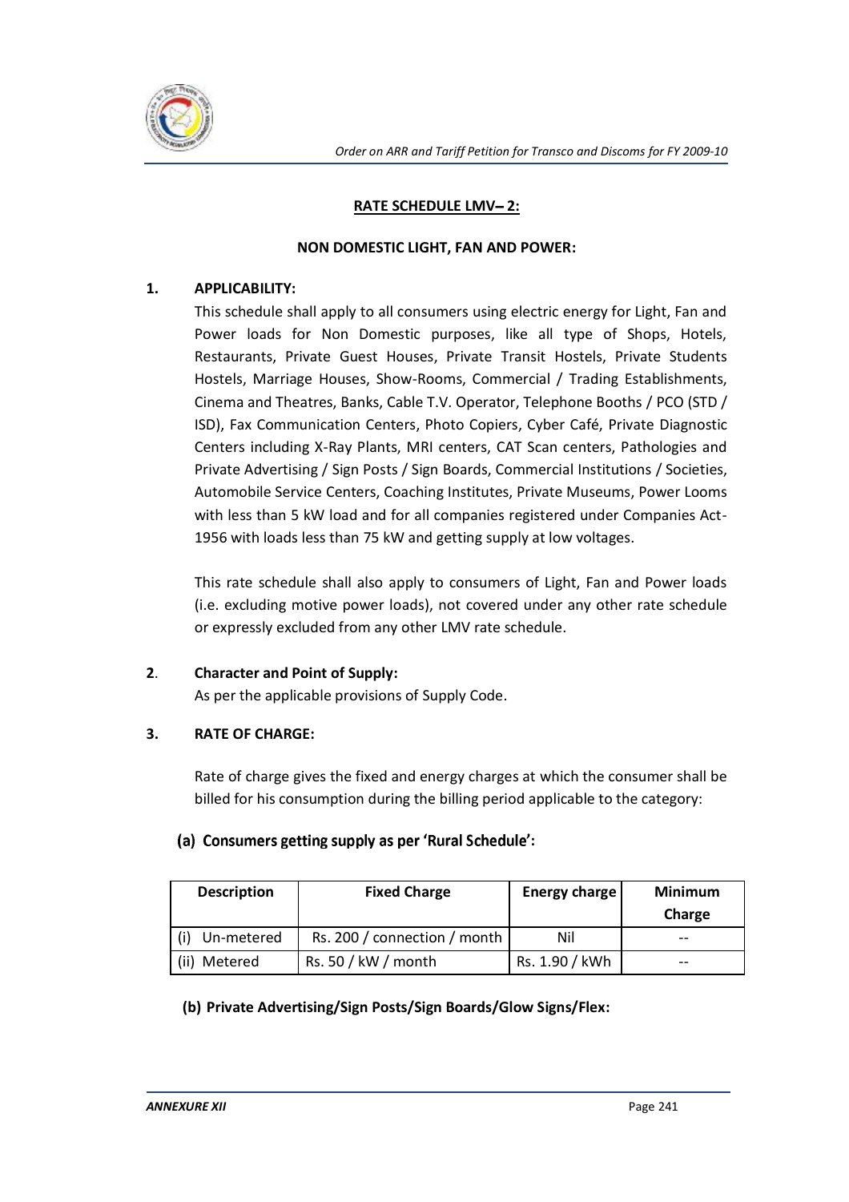## RATE SCHEDULE LMV– 2:

### NON DOMESTIC LIGHT, FAN AND POWER:

**1. APPLICABILITY:**

This schedule shall apply to all consumers using electric energy for Light, Fan and Power loads for Non Domestic purposes, like all type of Shops, Hotels, Restaurants, Private Guest Houses, Private Transit Hostels, Private Students Hostels, Marriage Houses, Show-Rooms, Commercial / Trading Establishments, Cinema and Theatres, Banks, Cable T.V. Operator, Telephone Booths / PCO (STD / ISD), Fax Communication Centers, Photo Copiers, Cyber Café, Private Diagnostic Centers including X-Ray Plants, MRI centers, CAT Scan centers, Pathologies and Private Advertising / Sign Posts / Sign Boards, Commercial Institutions / Societies, Automobile Service Centers, Coaching Institutes, Private Museums, Power Looms with less than 5 kW load and for all companies registered under Companies Act-1956 with loads less than 75 kW and getting supply at low voltages.

This rate schedule shall also apply to consumers of Light, Fan and Power loads (i.e. excluding motive power loads), not covered under any other rate schedule or expressly excluded from any other LMV rate schedule.

**2. Character and Point of Supply:**

As per the applicable provisions of Supply Code.

**3. RATE OF CHARGE:**

Rate of charge gives the fixed and energy charges at which the consumer shall be billed for his consumption during the billing period applicable to the category:

**(a) Consumers getting supply as per 'Rural Schedule':**

| Description | Fixed Charge | Energy charge | Minimum Charge |
|---|---|---|---|
| (i) Un-metered | Rs. 200 / connection / month | Nil | -- |
| (ii) Metered | Rs. 50 / kW / month | Rs. 1.90 / kWh | -- |

**(b) Private Advertising/Sign Posts/Sign Boards/Glow Signs/Flex:**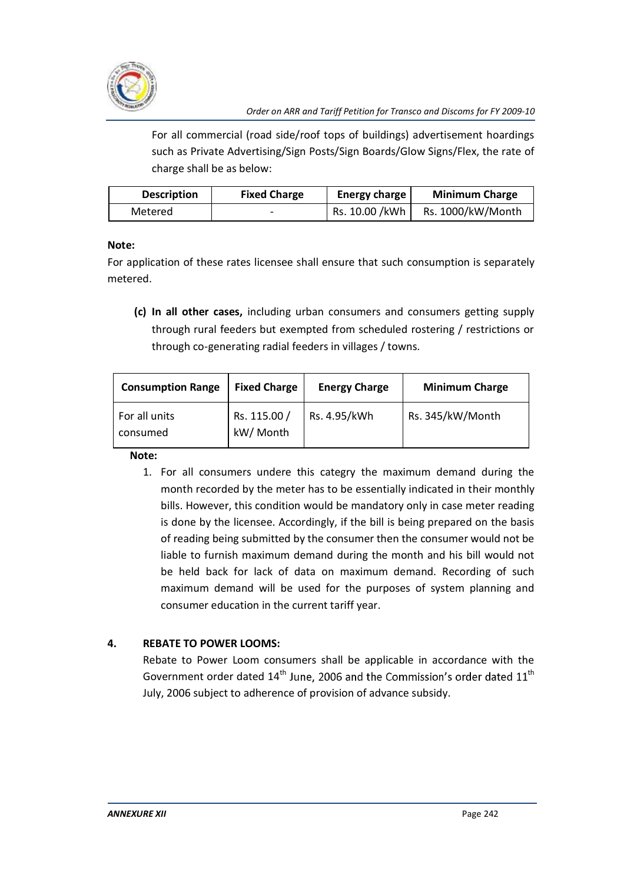For all commercial (road side/roof tops of buildings) advertisement hoardings such as Private Advertising/Sign Posts/Sign Boards/Glow Signs/Flex, the rate of charge shall be as below:

| Description | Fixed Charge | Energy charge | Minimum Charge |
|---|---|---|---|
| Metered | - | Rs. 10.00 /kWh | Rs. 1000/kW/Month |

**Note:**

For application of these rates licensee shall ensure that such consumption is separately metered.

**(c) In all other cases,** including urban consumers and consumers getting supply through rural feeders but exempted from scheduled rostering / restrictions or through co-generating radial feeders in villages / towns.

| Consumption Range | Fixed Charge | Energy Charge | Minimum Charge |
|---|---|---|---|
| For all units consumed | Rs. 115.00 / kW/ Month | Rs. 4.95/kWh | Rs. 345/kW/Month |

**Note:**

1. For all consumers undere this categry the maximum demand during the month recorded by the meter has to be essentially indicated in their monthly bills. However, this condition would be mandatory only in case meter reading is done by the licensee. Accordingly, if the bill is being prepared on the basis of reading being submitted by the consumer then the consumer would not be liable to furnish maximum demand during the month and his bill would not be held back for lack of data on maximum demand. Recording of such maximum demand will be used for the purposes of system planning and consumer education in the current tariff year.

## 4. REBATE TO POWER LOOMS:

Rebate to Power Loom consumers shall be applicable in accordance with the Government order dated 14th June, 2006 and the Commission's order dated 11th July, 2006 subject to adherence of provision of advance subsidy.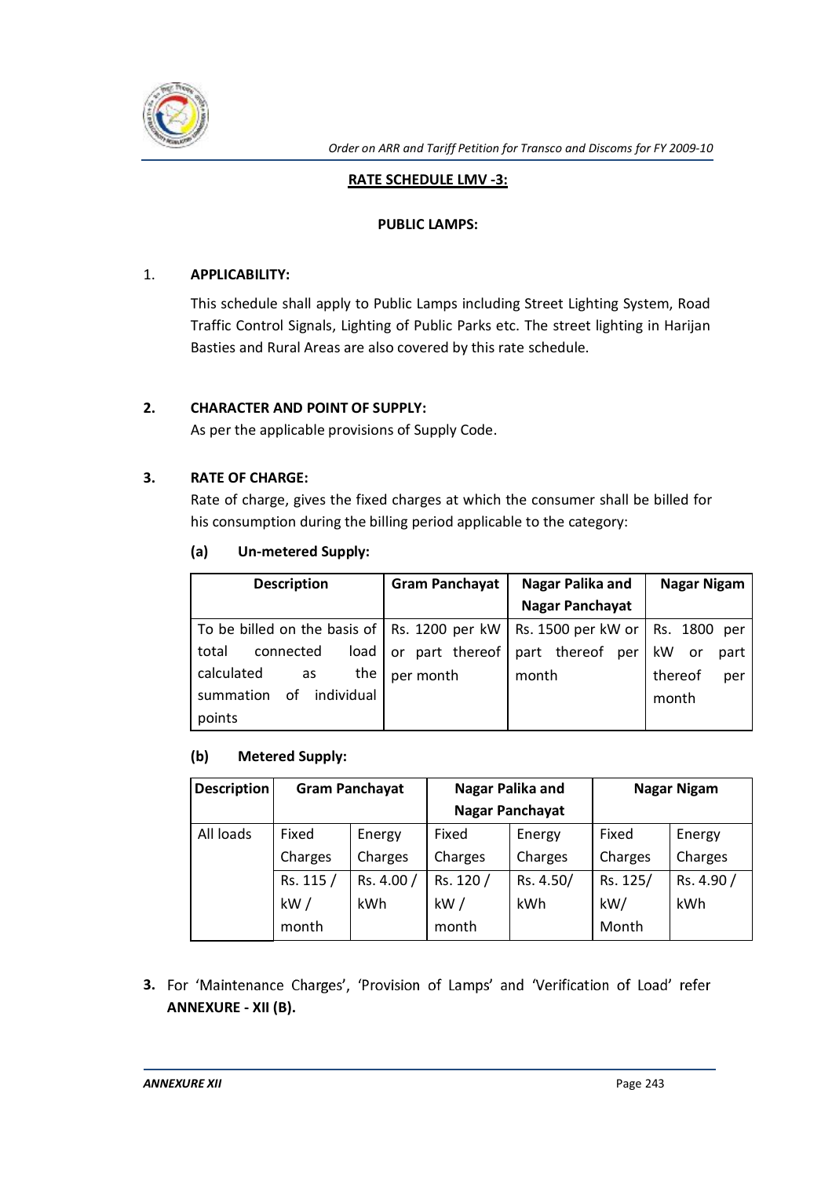## RATE SCHEDULE LMV -3:

### PUBLIC LAMPS:

1. **APPLICABILITY:**

   This schedule shall apply to Public Lamps including Street Lighting System, Road Traffic Control Signals, Lighting of Public Parks etc. The street lighting in Harijan Basties and Rural Areas are also covered by this rate schedule.

**2. CHARACTER AND POINT OF SUPPLY:**

As per the applicable provisions of Supply Code.

**3. RATE OF CHARGE:**

Rate of charge, gives the fixed charges at which the consumer shall be billed for his consumption during the billing period applicable to the category:

**(a) Un-metered Supply:**

| Description | Gram Panchayat | Nagar Palika and Nagar Panchayat | Nagar Nigam |
|---|---|---|---|
| To be billed on the basis of total connected load calculated as the summation of individual points | Rs. 1200 per kW or part thereof per month | Rs. 1500 per kW or part thereof per month | Rs. 1800 per kW or part thereof per month |

**(b) Metered Supply:**

| Description | Gram Panchayat | | Nagar Palika and Nagar Panchayat | | Nagar Nigam | |
|---|---|---|---|---|---|---|
| All loads | Fixed Charges | Energy Charges | Fixed Charges | Energy Charges | Fixed Charges | Energy Charges |
| | Rs. 115 / kW / month | Rs. 4.00 / kWh | Rs. 120 / kW / month | Rs. 4.50/ kWh | Rs. 125/ kW/ Month | Rs. 4.90 / kWh |

**3.** For 'Maintenance Charges', 'Provision of Lamps' and 'Verification of Load' refer **ANNEXURE - XII (B).**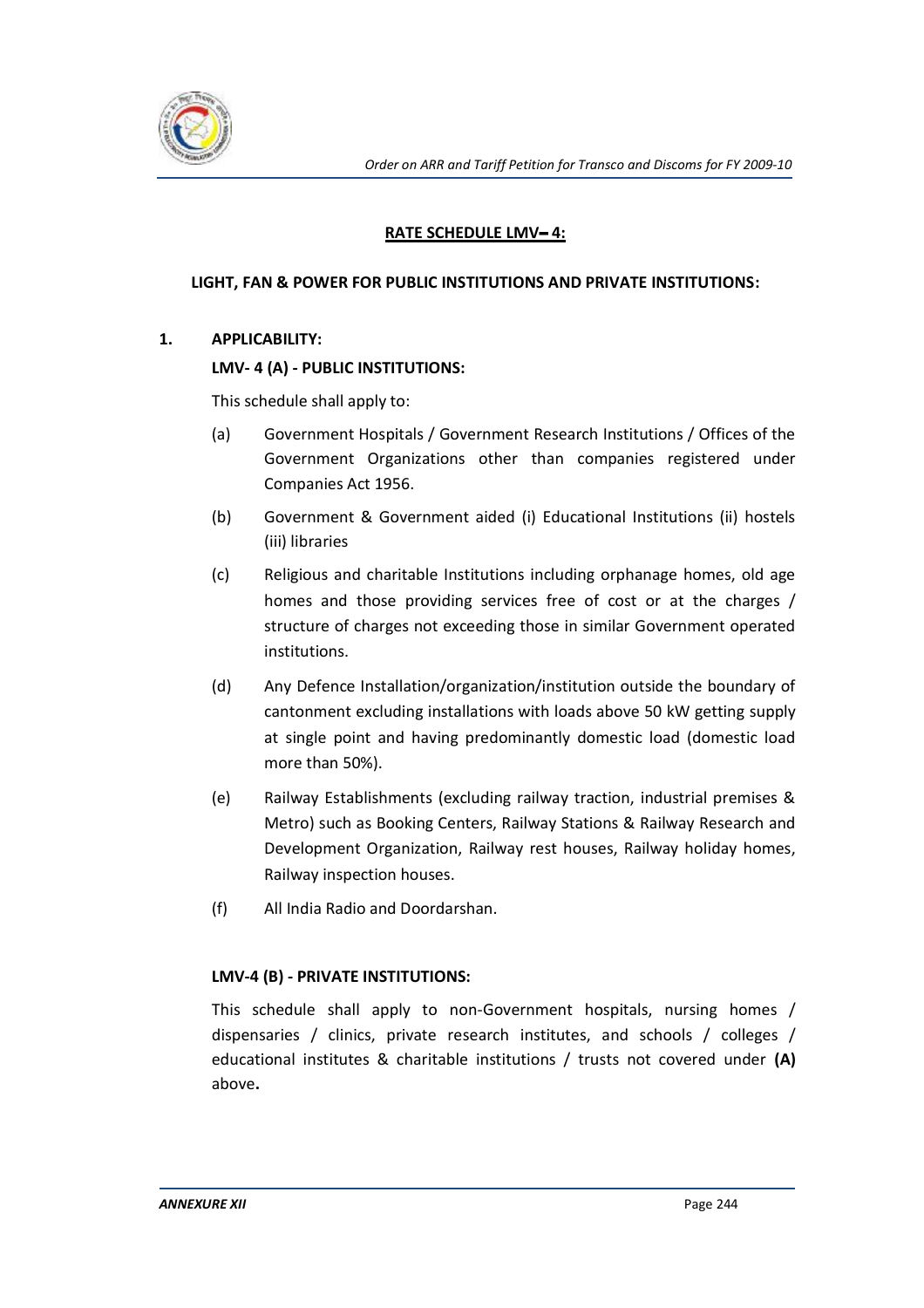## RATE SCHEDULE LMV– 4:

### LIGHT, FAN & POWER FOR PUBLIC INSTITUTIONS AND PRIVATE INSTITUTIONS:

**1. APPLICABILITY:**

**LMV- 4 (A) - PUBLIC INSTITUTIONS:**

This schedule shall apply to:

(a) Government Hospitals / Government Research Institutions / Offices of the Government Organizations other than companies registered under Companies Act 1956.

(b) Government & Government aided (i) Educational Institutions (ii) hostels (iii) libraries

(c) Religious and charitable Institutions including orphanage homes, old age homes and those providing services free of cost or at the charges / structure of charges not exceeding those in similar Government operated institutions.

(d) Any Defence Installation/organization/institution outside the boundary of cantonment excluding installations with loads above 50 kW getting supply at single point and having predominantly domestic load (domestic load more than 50%).

(e) Railway Establishments (excluding railway traction, industrial premises & Metro) such as Booking Centers, Railway Stations & Railway Research and Development Organization, Railway rest houses, Railway holiday homes, Railway inspection houses.

(f) All India Radio and Doordarshan.

**LMV-4 (B) - PRIVATE INSTITUTIONS:**

This schedule shall apply to non-Government hospitals, nursing homes / dispensaries / clinics, private research institutes, and schools / colleges / educational institutes & charitable institutions / trusts not covered under **(A)** above**.**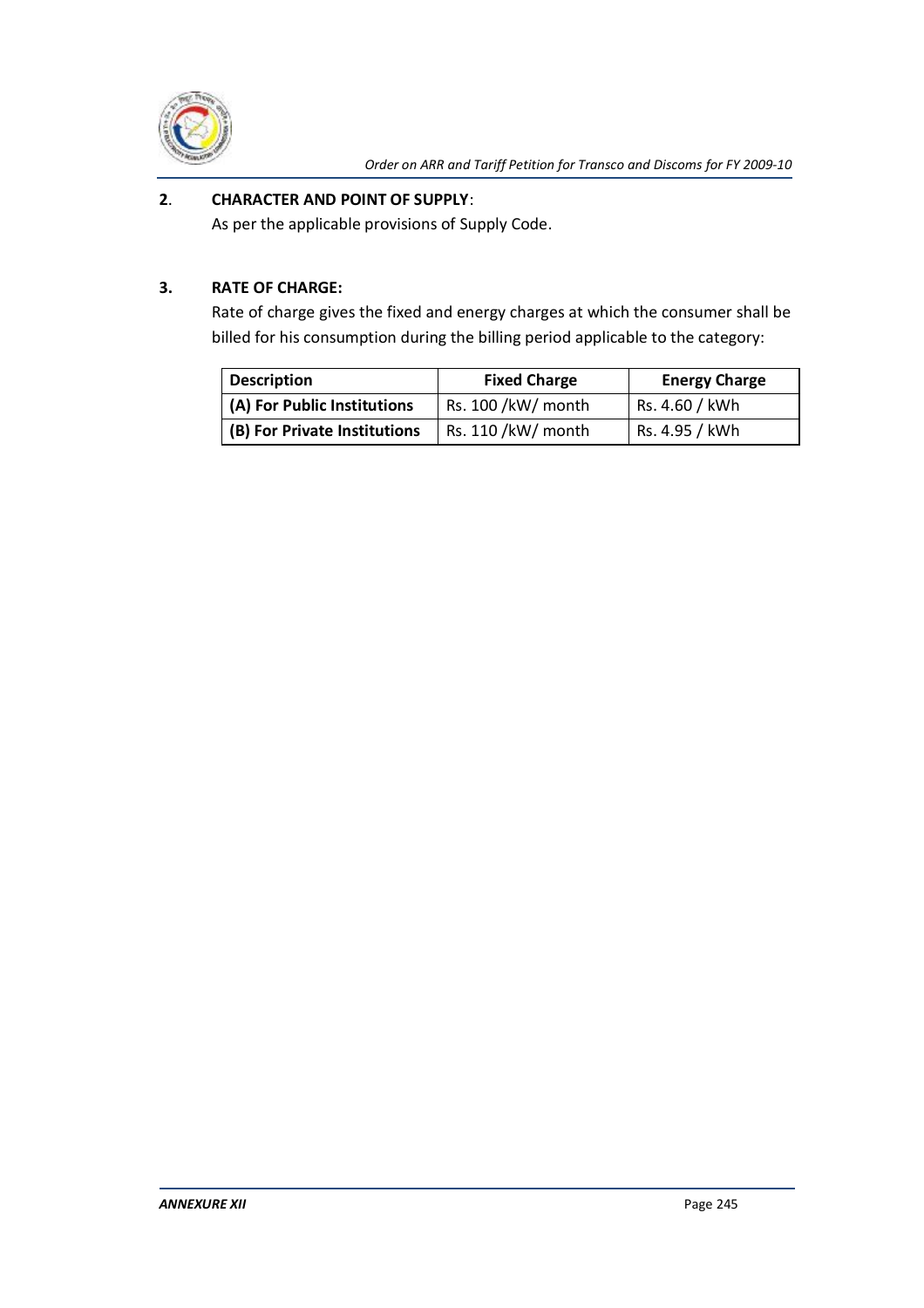**2. CHARACTER AND POINT OF SUPPLY**:

As per the applicable provisions of Supply Code.

**3. RATE OF CHARGE:**

Rate of charge gives the fixed and energy charges at which the consumer shall be billed for his consumption during the billing period applicable to the category:

| Description | Fixed Charge | Energy Charge |
|---|---|---|
| **(A) For Public Institutions** | Rs. 100 /kW/ month | Rs. 4.60 / kWh |
| **(B) For Private Institutions** | Rs. 110 /kW/ month | Rs. 4.95 / kWh |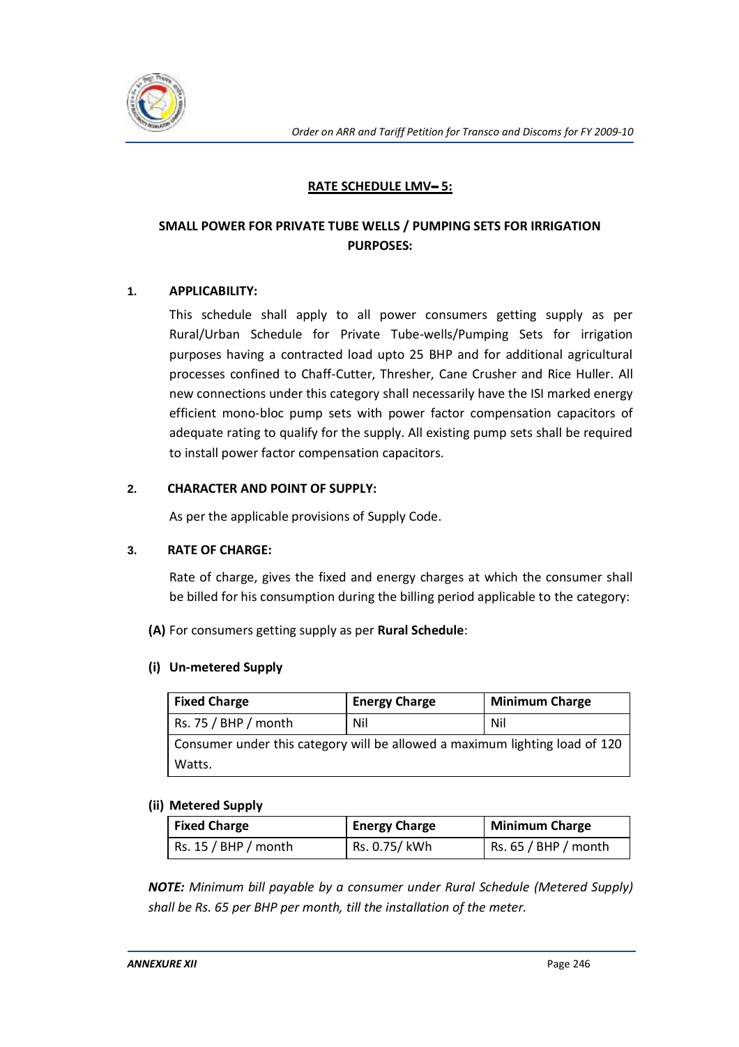## RATE SCHEDULE LMV– 5:

### SMALL POWER FOR PRIVATE TUBE WELLS / PUMPING SETS FOR IRRIGATION PURPOSES:

**1. APPLICABILITY:**

This schedule shall apply to all power consumers getting supply as per Rural/Urban Schedule for Private Tube-wells/Pumping Sets for irrigation purposes having a contracted load upto 25 BHP and for additional agricultural processes confined to Chaff-Cutter, Thresher, Cane Crusher and Rice Huller. All new connections under this category shall necessarily have the ISI marked energy efficient mono-bloc pump sets with power factor compensation capacitors of adequate rating to qualify for the supply. All existing pump sets shall be required to install power factor compensation capacitors.

**2. CHARACTER AND POINT OF SUPPLY:**

As per the applicable provisions of Supply Code.

**3. RATE OF CHARGE:**

Rate of charge, gives the fixed and energy charges at which the consumer shall be billed for his consumption during the billing period applicable to the category:

**(A)** For consumers getting supply as per **Rural Schedule**:

**(i) Un-metered Supply**

| Fixed Charge | Energy Charge | Minimum Charge |
|---|---|---|
| Rs. 75 / BHP / month | Nil | Nil |
| Consumer under this category will be allowed a maximum lighting load of 120 Watts. | | |

**(ii) Metered Supply**

| Fixed Charge | Energy Charge | Minimum Charge |
|---|---|---|
| Rs. 15 / BHP / month | Rs. 0.75/ kWh | Rs. 65 / BHP / month |

***NOTE:*** *Minimum bill payable by a consumer under Rural Schedule (Metered Supply) shall be Rs. 65 per BHP per month, till the installation of the meter.*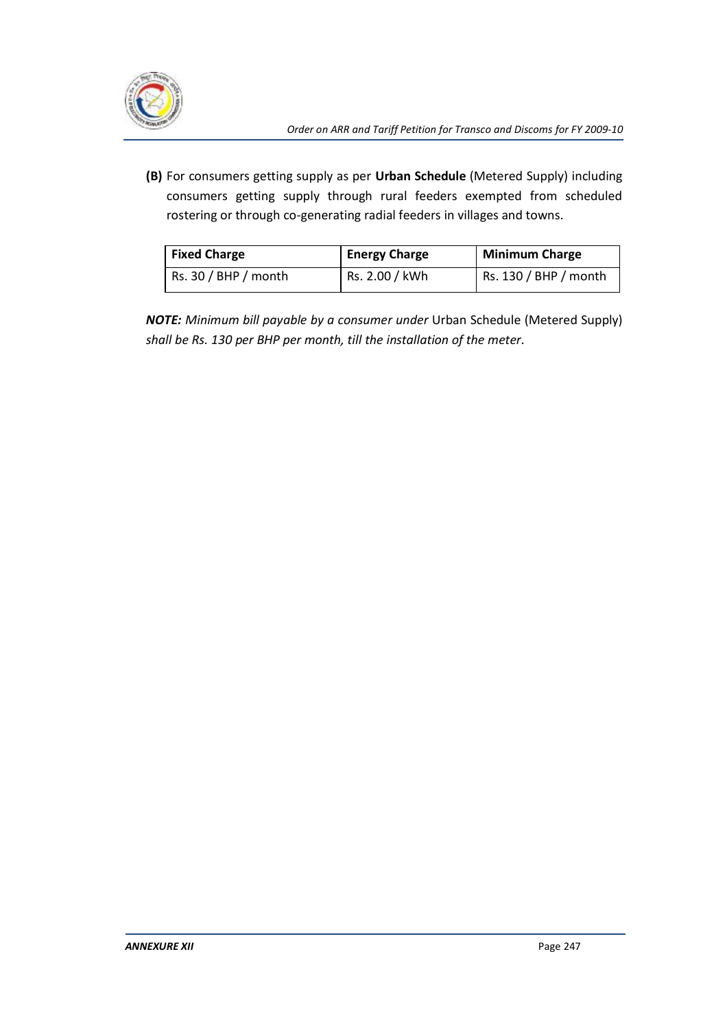**(B)** For consumers getting supply as per **Urban Schedule** (Metered Supply) including consumers getting supply through rural feeders exempted from scheduled rostering or through co-generating radial feeders in villages and towns.

| Fixed Charge | Energy Charge | Minimum Charge |
|---|---|---|
| Rs. 30 / BHP / month | Rs. 2.00 / kWh | Rs. 130 / BHP / month |

***NOTE:*** *Minimum bill payable by a consumer under* Urban Schedule (Metered Supply) *shall be Rs. 130 per BHP per month, till the installation of the meter*.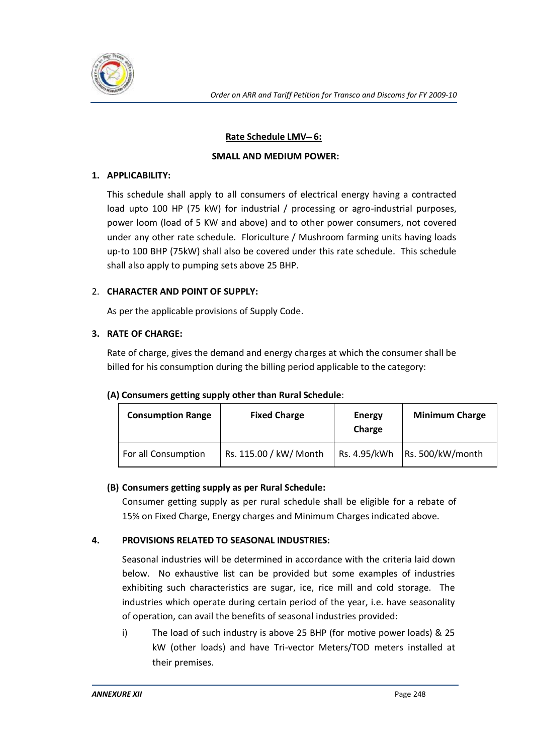## Rate Schedule LMV– 6:

### SMALL AND MEDIUM POWER:

**1. APPLICABILITY:**

This schedule shall apply to all consumers of electrical energy having a contracted load upto 100 HP (75 kW) for industrial / processing or agro-industrial purposes, power loom (load of 5 KW and above) and to other power consumers, not covered under any other rate schedule. Floriculture / Mushroom farming units having loads up-to 100 BHP (75kW) shall also be covered under this rate schedule. This schedule shall also apply to pumping sets above 25 BHP.

2. **CHARACTER AND POINT OF SUPPLY:**

As per the applicable provisions of Supply Code.

**3. RATE OF CHARGE:**

Rate of charge, gives the demand and energy charges at which the consumer shall be billed for his consumption during the billing period applicable to the category:

**(A) Consumers getting supply other than Rural Schedule**:

| Consumption Range | Fixed Charge | Energy Charge | Minimum Charge |
|---|---|---|---|
| For all Consumption | Rs. 115.00 / kW/ Month | Rs. 4.95/kWh | Rs. 500/kW/month |

**(B) Consumers getting supply as per Rural Schedule:**

Consumer getting supply as per rural schedule shall be eligible for a rebate of 15% on Fixed Charge, Energy charges and Minimum Charges indicated above.

**4. PROVISIONS RELATED TO SEASONAL INDUSTRIES:**

Seasonal industries will be determined in accordance with the criteria laid down below. No exhaustive list can be provided but some examples of industries exhibiting such characteristics are sugar, ice, rice mill and cold storage. The industries which operate during certain period of the year, i.e. have seasonality of operation, can avail the benefits of seasonal industries provided:

i) The load of such industry is above 25 BHP (for motive power loads) & 25 kW (other loads) and have Tri-vector Meters/TOD meters installed at their premises.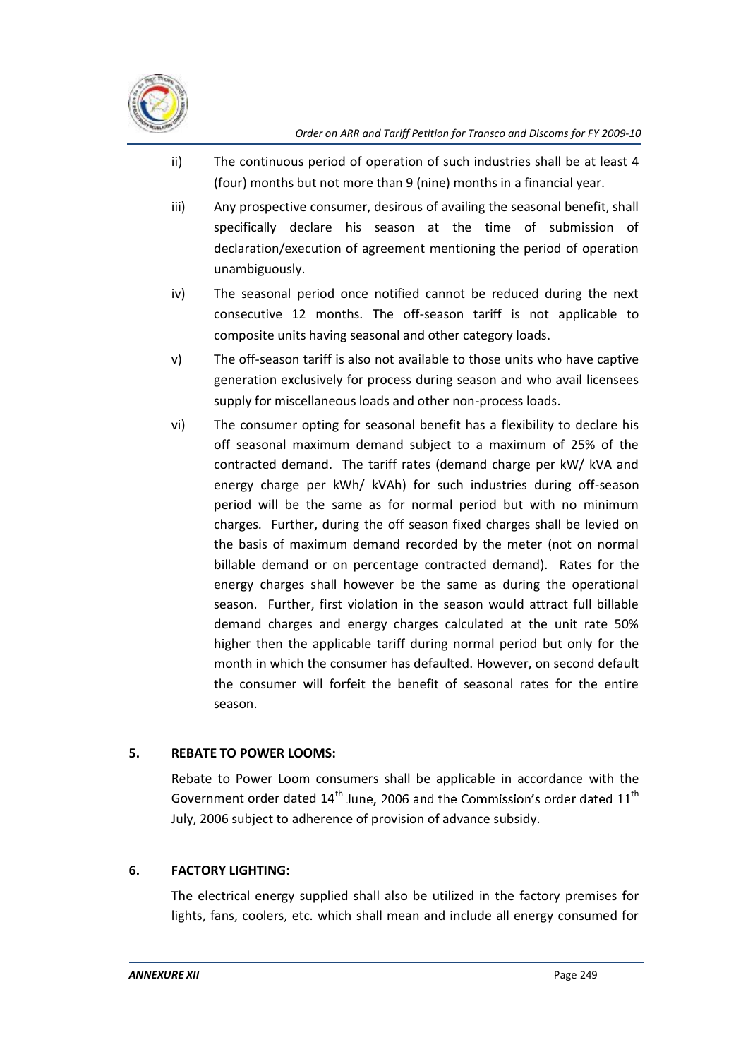ii) The continuous period of operation of such industries shall be at least 4 (four) months but not more than 9 (nine) months in a financial year.

iii) Any prospective consumer, desirous of availing the seasonal benefit, shall specifically declare his season at the time of submission of declaration/execution of agreement mentioning the period of operation unambiguously.

iv) The seasonal period once notified cannot be reduced during the next consecutive 12 months. The off-season tariff is not applicable to composite units having seasonal and other category loads.

v) The off-season tariff is also not available to those units who have captive generation exclusively for process during season and who avail licensees supply for miscellaneous loads and other non-process loads.

vi) The consumer opting for seasonal benefit has a flexibility to declare his off seasonal maximum demand subject to a maximum of 25% of the contracted demand. The tariff rates (demand charge per kW/ kVA and energy charge per kWh/ kVAh) for such industries during off-season period will be the same as for normal period but with no minimum charges. Further, during the off season fixed charges shall be levied on the basis of maximum demand recorded by the meter (not on normal billable demand or on percentage contracted demand). Rates for the energy charges shall however be the same as during the operational season. Further, first violation in the season would attract full billable demand charges and energy charges calculated at the unit rate 50% higher then the applicable tariff during normal period but only for the month in which the consumer has defaulted. However, on second default the consumer will forfeit the benefit of seasonal rates for the entire season.

## 5. REBATE TO POWER LOOMS:

Rebate to Power Loom consumers shall be applicable in accordance with the Government order dated 14th June, 2006 and the Commission's order dated 11th July, 2006 subject to adherence of provision of advance subsidy.

## 6. FACTORY LIGHTING:

The electrical energy supplied shall also be utilized in the factory premises for lights, fans, coolers, etc. which shall mean and include all energy consumed for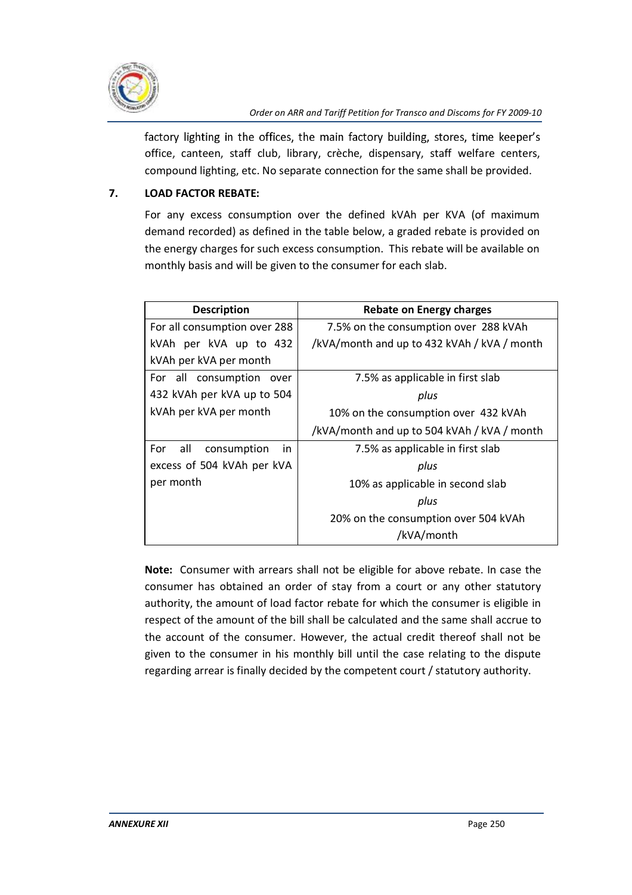factory lighting in the offices, the main factory building, stores, time keeper's office, canteen, staff club, library, crèche, dispensary, staff welfare centers, compound lighting, etc. No separate connection for the same shall be provided.

**7. LOAD FACTOR REBATE:**

For any excess consumption over the defined kVAh per KVA (of maximum demand recorded) as defined in the table below, a graded rebate is provided on the energy charges for such excess consumption. This rebate will be available on monthly basis and will be given to the consumer for each slab.

| Description | Rebate on Energy charges |
|---|---|
| For all consumption over 288 kVAh per kVA up to 432 kVAh per kVA per month | 7.5% on the consumption over 288 kVAh /kVA/month and up to 432 kVAh / kVA / month |
| For all consumption over 432 kVAh per kVA up to 504 kVAh per kVA per month | 7.5% as applicable in first slab *plus* 10% on the consumption over 432 kVAh /kVA/month and up to 504 kVAh / kVA / month |
| For all consumption in excess of 504 kVAh per kVA per month | 7.5% as applicable in first slab *plus* 10% as applicable in second slab *plus* 20% on the consumption over 504 kVAh /kVA/month |

**Note:** Consumer with arrears shall not be eligible for above rebate. In case the consumer has obtained an order of stay from a court or any other statutory authority, the amount of load factor rebate for which the consumer is eligible in respect of the amount of the bill shall be calculated and the same shall accrue to the account of the consumer. However, the actual credit thereof shall not be given to the consumer in his monthly bill until the case relating to the dispute regarding arrear is finally decided by the competent court / statutory authority.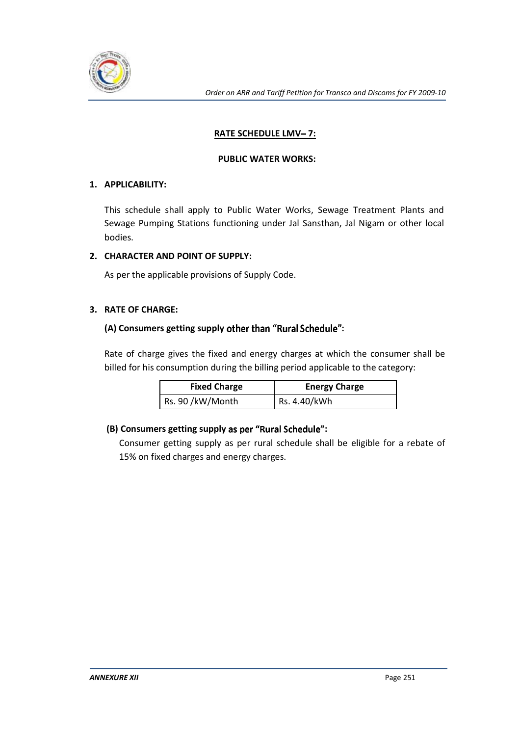## RATE SCHEDULE LMV– 7:

### PUBLIC WATER WORKS:

**1. APPLICABILITY:**

This schedule shall apply to Public Water Works, Sewage Treatment Plants and Sewage Pumping Stations functioning under Jal Sansthan, Jal Nigam or other local bodies.

**2. CHARACTER AND POINT OF SUPPLY:**

As per the applicable provisions of Supply Code.

**3. RATE OF CHARGE:**

**(A) Consumers getting supply other than "Rural Schedule":**

Rate of charge gives the fixed and energy charges at which the consumer shall be billed for his consumption during the billing period applicable to the category:

| Fixed Charge | Energy Charge |
|---|---|
| Rs. 90 /kW/Month | Rs. 4.40/kWh |

**(B) Consumers getting supply as per "Rural Schedule":**

Consumer getting supply as per rural schedule shall be eligible for a rebate of 15% on fixed charges and energy charges.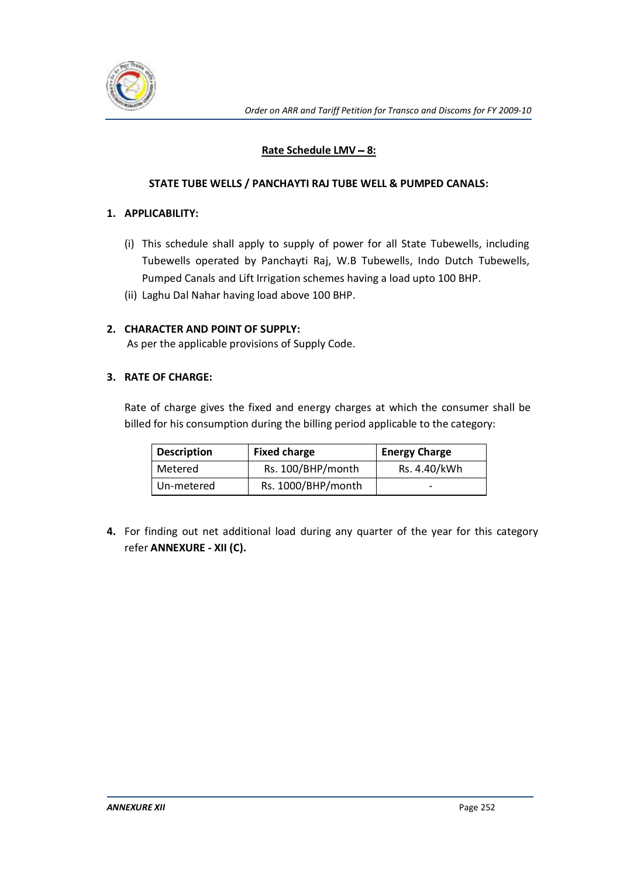## Rate Schedule LMV – 8:

### STATE TUBE WELLS / PANCHAYTI RAJ TUBE WELL & PUMPED CANALS:

**1. APPLICABILITY:**

(i) This schedule shall apply to supply of power for all State Tubewells, including Tubewells operated by Panchayti Raj, W.B Tubewells, Indo Dutch Tubewells, Pumped Canals and Lift Irrigation schemes having a load upto 100 BHP.

(ii) Laghu Dal Nahar having load above 100 BHP.

**2. CHARACTER AND POINT OF SUPPLY:**

As per the applicable provisions of Supply Code.

**3. RATE OF CHARGE:**

Rate of charge gives the fixed and energy charges at which the consumer shall be billed for his consumption during the billing period applicable to the category:

| Description | Fixed charge | Energy Charge |
|---|---|---|
| Metered | Rs. 100/BHP/month | Rs. 4.40/kWh |
| Un-metered | Rs. 1000/BHP/month | - |

**4.** For finding out net additional load during any quarter of the year for this category refer **ANNEXURE - XII (C).**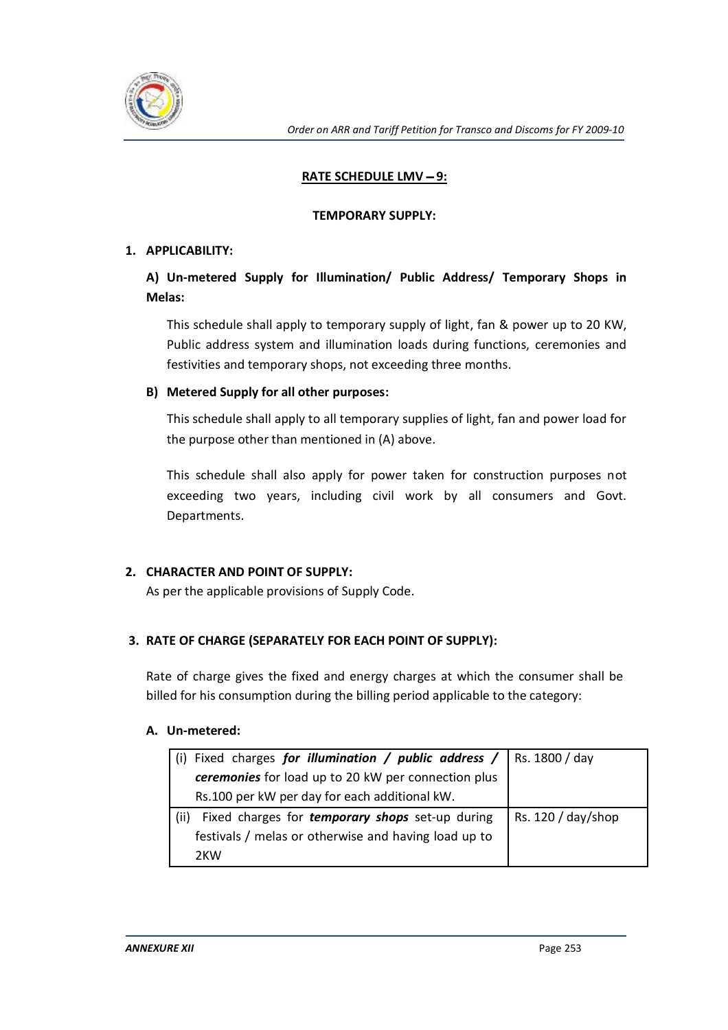## RATE SCHEDULE LMV – 9:

### TEMPORARY SUPPLY:

**1. APPLICABILITY:**

**A) Un-metered Supply for Illumination/ Public Address/ Temporary Shops in Melas:**

This schedule shall apply to temporary supply of light, fan & power up to 20 KW, Public address system and illumination loads during functions, ceremonies and festivities and temporary shops, not exceeding three months.

**B) Metered Supply for all other purposes:**

This schedule shall apply to all temporary supplies of light, fan and power load for the purpose other than mentioned in (A) above.

This schedule shall also apply for power taken for construction purposes not exceeding two years, including civil work by all consumers and Govt. Departments.

**2. CHARACTER AND POINT OF SUPPLY:**

As per the applicable provisions of Supply Code.

**3. RATE OF CHARGE (SEPARATELY FOR EACH POINT OF SUPPLY):**

Rate of charge gives the fixed and energy charges at which the consumer shall be billed for his consumption during the billing period applicable to the category:

**A. Un-metered:**

| | |
|---|---|
| (i) Fixed charges ***for illumination / public address / ceremonies*** for load up to 20 kW per connection plus Rs.100 per kW per day for each additional kW. | Rs. 1800 / day |
| (ii) Fixed charges for ***temporary shops*** set-up during festivals / melas or otherwise and having load up to 2KW | Rs. 120 / day/shop |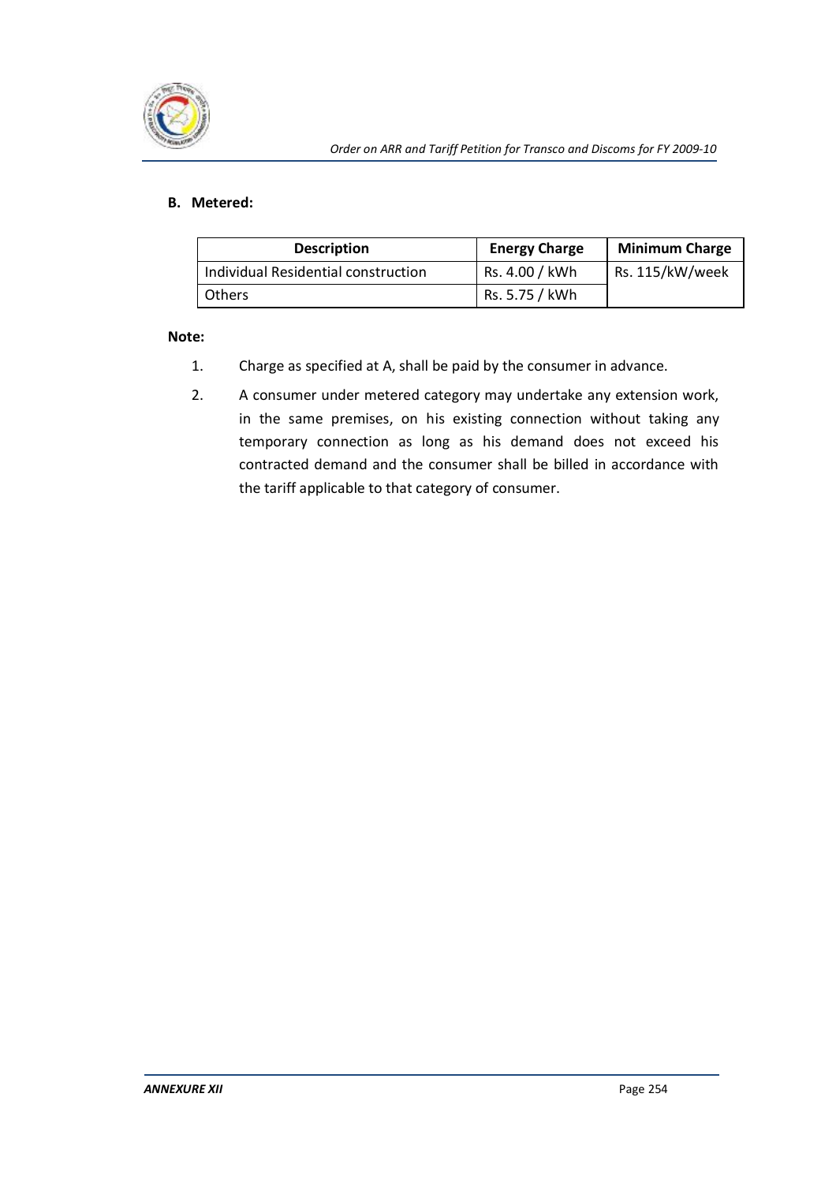**B. Metered:**

| Description | Energy Charge | Minimum Charge |
|---|---|---|
| Individual Residential construction | Rs. 4.00 / kWh | Rs. 115/kW/week |
| Others | Rs. 5.75 / kWh | |

**Note:**

1. Charge as specified at A, shall be paid by the consumer in advance.
2. A consumer under metered category may undertake any extension work, in the same premises, on his existing connection without taking any temporary connection as long as his demand does not exceed his contracted demand and the consumer shall be billed in accordance with the tariff applicable to that category of consumer.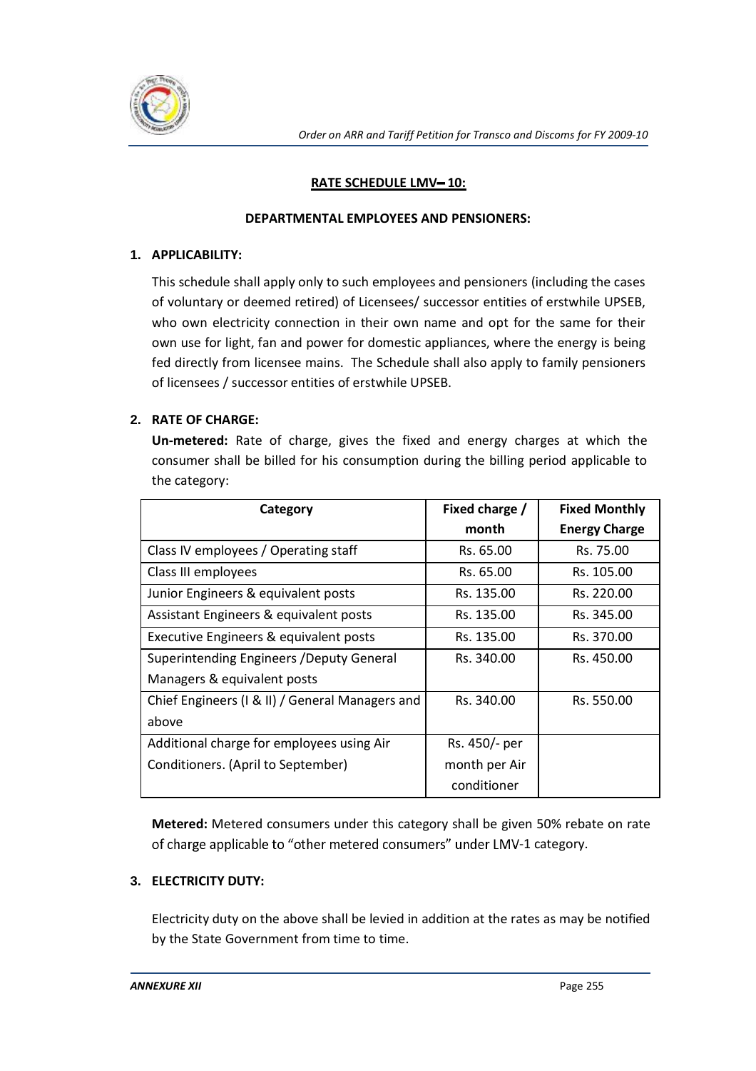## RATE SCHEDULE LMV– 10:

### DEPARTMENTAL EMPLOYEES AND PENSIONERS:

**1. APPLICABILITY:**

This schedule shall apply only to such employees and pensioners (including the cases of voluntary or deemed retired) of Licensees/ successor entities of erstwhile UPSEB, who own electricity connection in their own name and opt for the same for their own use for light, fan and power for domestic appliances, where the energy is being fed directly from licensee mains. The Schedule shall also apply to family pensioners of licensees / successor entities of erstwhile UPSEB.

**2. RATE OF CHARGE:**

**Un-metered:** Rate of charge, gives the fixed and energy charges at which the consumer shall be billed for his consumption during the billing period applicable to the category:

| Category | Fixed charge / month | Fixed Monthly Energy Charge |
|---|---|---|
| Class IV employees / Operating staff | Rs. 65.00 | Rs. 75.00 |
| Class III employees | Rs. 65.00 | Rs. 105.00 |
| Junior Engineers & equivalent posts | Rs. 135.00 | Rs. 220.00 |
| Assistant Engineers & equivalent posts | Rs. 135.00 | Rs. 345.00 |
| Executive Engineers & equivalent posts | Rs. 135.00 | Rs. 370.00 |
| Superintending Engineers /Deputy General Managers & equivalent posts | Rs. 340.00 | Rs. 450.00 |
| Chief Engineers (I & II) / General Managers and above | Rs. 340.00 | Rs. 550.00 |
| Additional charge for employees using Air Conditioners. (April to September) | Rs. 450/- per month per Air conditioner | |

**Metered:** Metered consumers under this category shall be given 50% rebate on rate of charge applicable to "other metered consumers" under LMV-1 category.

**3. ELECTRICITY DUTY:**

Electricity duty on the above shall be levied in addition at the rates as may be notified by the State Government from time to time.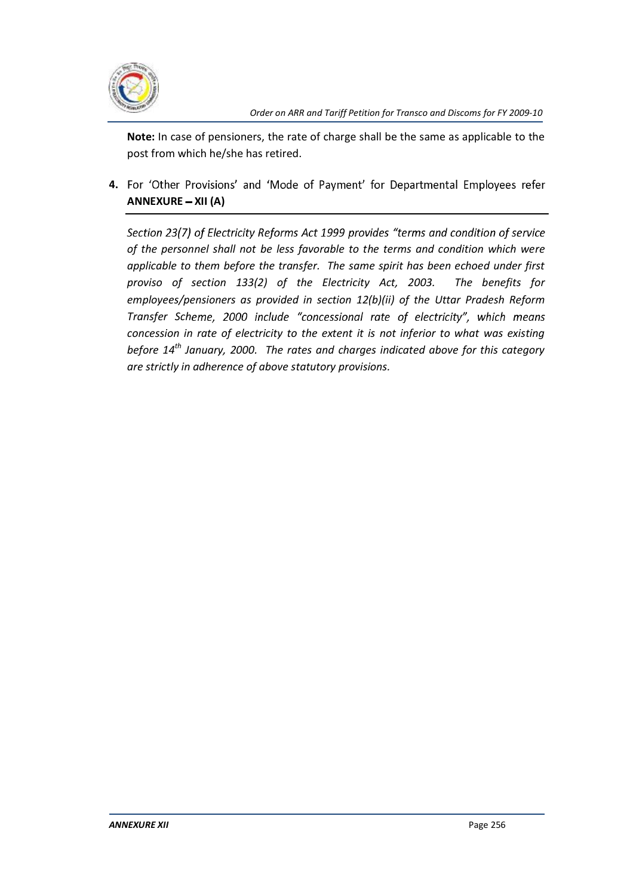**Note:** In case of pensioners, the rate of charge shall be the same as applicable to the post from which he/she has retired.

4. For 'Other Provisions' and 'Mode of Payment' for Departmental Employees refer **ANNEXURE – XII (A)**

---

*Section 23(7) of Electricity Reforms Act 1999 provides "terms and condition of service of the personnel shall not be less favorable to the terms and condition which were applicable to them before the transfer. The same spirit has been echoed under first proviso of section 133(2) of the Electricity Act, 2003. The benefits for employees/pensioners as provided in section 12(b)(ii) of the Uttar Pradesh Reform Transfer Scheme, 2000 include "concessional rate of electricity", which means concession in rate of electricity to the extent it is not inferior to what was existing before 14th January, 2000. The rates and charges indicated above for this category are strictly in adherence of above statutory provisions.*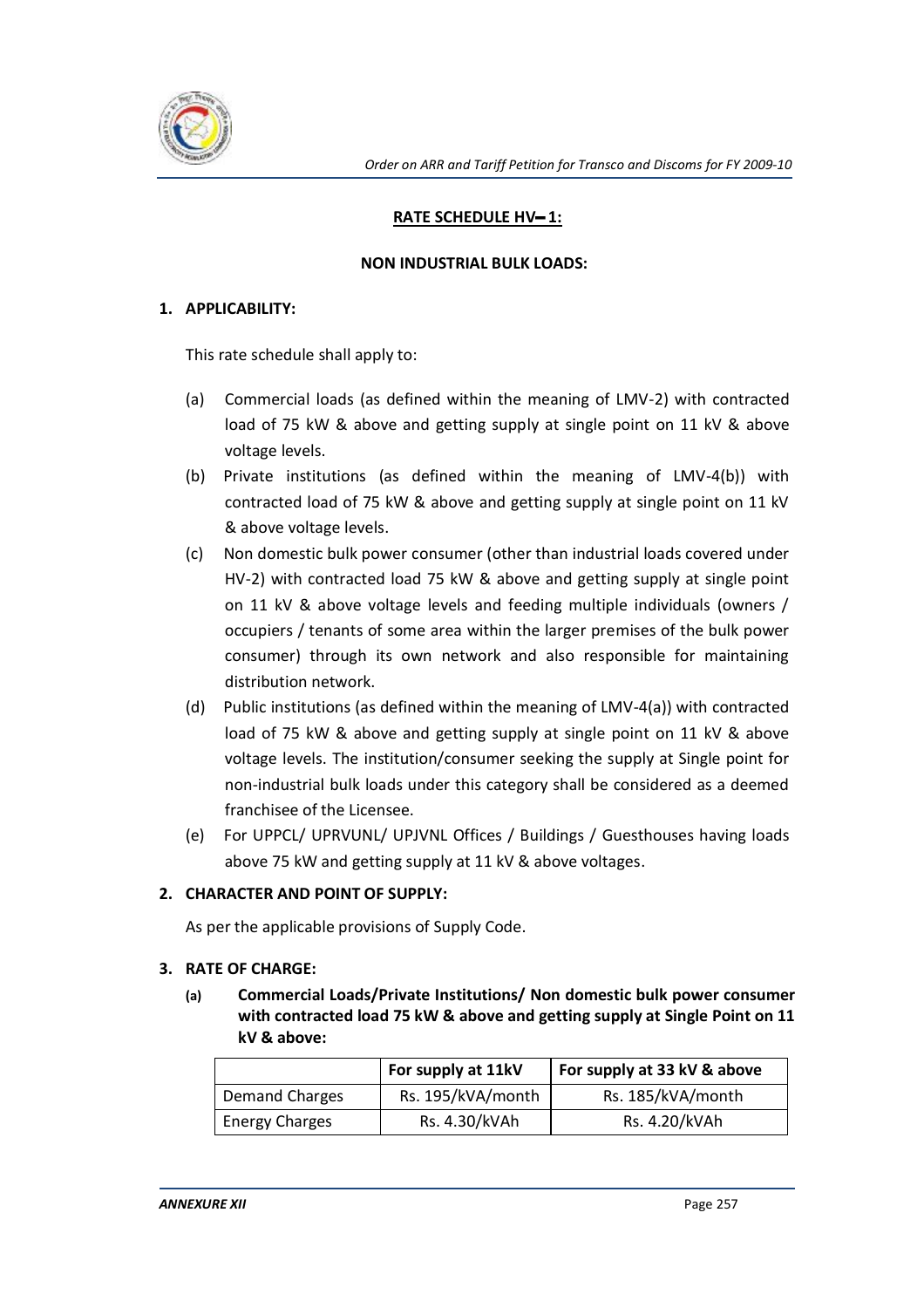## RATE SCHEDULE HV– 1:

### NON INDUSTRIAL BULK LOADS:

**1. APPLICABILITY:**

This rate schedule shall apply to:

(a) Commercial loads (as defined within the meaning of LMV-2) with contracted load of 75 kW & above and getting supply at single point on 11 kV & above voltage levels.

(b) Private institutions (as defined within the meaning of LMV-4(b)) with contracted load of 75 kW & above and getting supply at single point on 11 kV & above voltage levels.

(c) Non domestic bulk power consumer (other than industrial loads covered under HV-2) with contracted load 75 kW & above and getting supply at single point on 11 kV & above voltage levels and feeding multiple individuals (owners / occupiers / tenants of some area within the larger premises of the bulk power consumer) through its own network and also responsible for maintaining distribution network.

(d) Public institutions (as defined within the meaning of LMV-4(a)) with contracted load of 75 kW & above and getting supply at single point on 11 kV & above voltage levels. The institution/consumer seeking the supply at Single point for non-industrial bulk loads under this category shall be considered as a deemed franchisee of the Licensee.

(e) For UPPCL/ UPRVUNL/ UPJVNL Offices / Buildings / Guesthouses having loads above 75 kW and getting supply at 11 kV & above voltages.

**2. CHARACTER AND POINT OF SUPPLY:**

As per the applicable provisions of Supply Code.

**3. RATE OF CHARGE:**

**(a) Commercial Loads/Private Institutions/ Non domestic bulk power consumer with contracted load 75 kW & above and getting supply at Single Point on 11 kV & above:**

| | For supply at 11kV | For supply at 33 kV & above |
|---|---|---|
| Demand Charges | Rs. 195/kVA/month | Rs. 185/kVA/month |
| Energy Charges | Rs. 4.30/kVAh | Rs. 4.20/kVAh |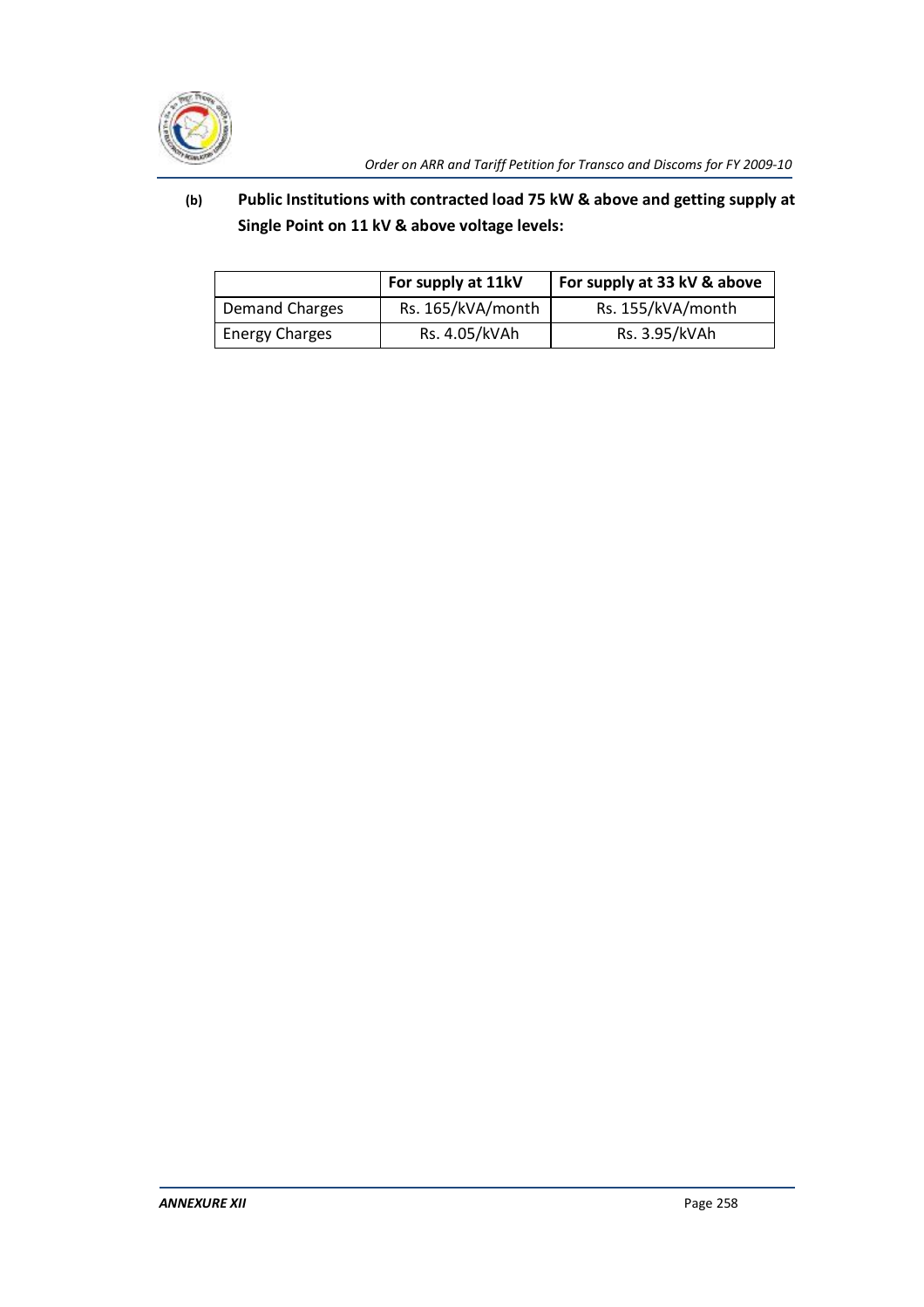**(b) Public Institutions with contracted load 75 kW & above and getting supply at Single Point on 11 kV & above voltage levels:**

| | For supply at 11kV | For supply at 33 kV & above |
|---|---|---|
| Demand Charges | Rs. 165/kVA/month | Rs. 155/kVA/month |
| Energy Charges | Rs. 4.05/kVAh | Rs. 3.95/kVAh |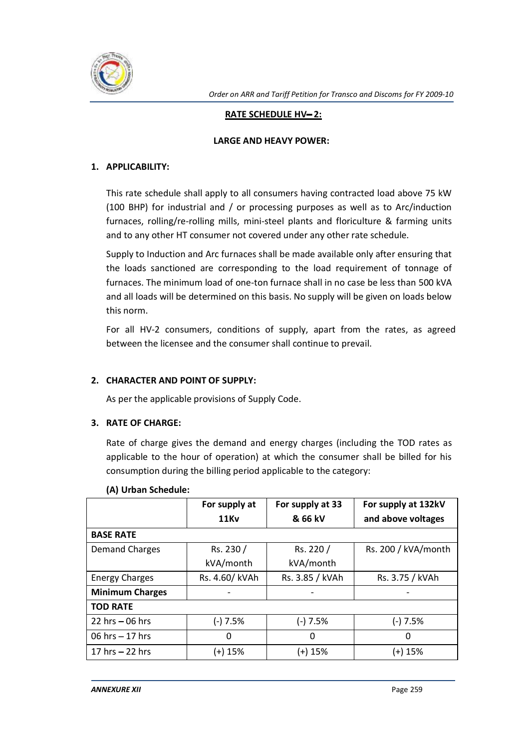## RATE SCHEDULE HV– 2:

### LARGE AND HEAVY POWER:

**1. APPLICABILITY:**

This rate schedule shall apply to all consumers having contracted load above 75 kW (100 BHP) for industrial and / or processing purposes as well as to Arc/induction furnaces, rolling/re-rolling mills, mini-steel plants and floriculture & farming units and to any other HT consumer not covered under any other rate schedule.

Supply to Induction and Arc furnaces shall be made available only after ensuring that the loads sanctioned are corresponding to the load requirement of tonnage of furnaces. The minimum load of one-ton furnace shall in no case be less than 500 kVA and all loads will be determined on this basis. No supply will be given on loads below this norm.

For all HV-2 consumers, conditions of supply, apart from the rates, as agreed between the licensee and the consumer shall continue to prevail.

**2. CHARACTER AND POINT OF SUPPLY:**

As per the applicable provisions of Supply Code.

**3. RATE OF CHARGE:**

Rate of charge gives the demand and energy charges (including the TOD rates as applicable to the hour of operation) at which the consumer shall be billed for his consumption during the billing period applicable to the category:

**(A) Urban Schedule:**

| | For supply at 11Kv | For supply at 33 & 66 kV | For supply at 132kV and above voltages |
|---|---|---|---|
| **BASE RATE** | | | |
| Demand Charges | Rs. 230 / kVA/month | Rs. 220 / kVA/month | Rs. 200 / kVA/month |
| Energy Charges | Rs. 4.60/ kVAh | Rs. 3.85 / kVAh | Rs. 3.75 / kVAh |
| **Minimum Charges** | - | - | - |
| **TOD RATE** | | | |
| 22 hrs – 06 hrs | (-) 7.5% | (-) 7.5% | (-) 7.5% |
| 06 hrs – 17 hrs | 0 | 0 | 0 |
| 17 hrs – 22 hrs | (+) 15% | (+) 15% | (+) 15% |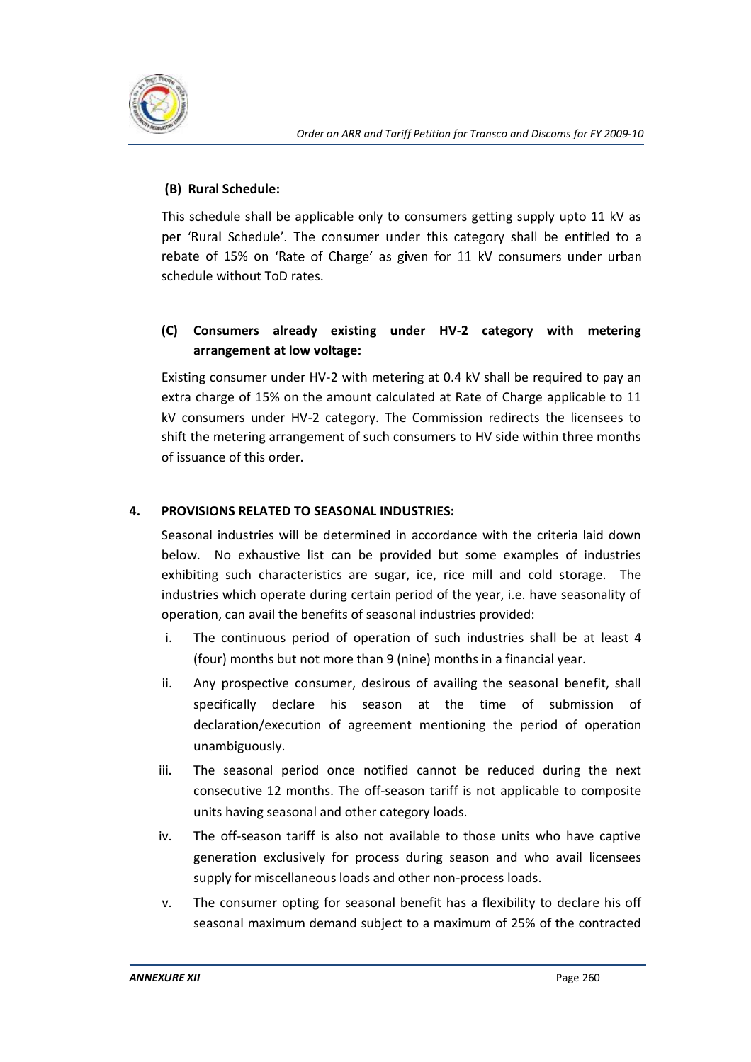**(B) Rural Schedule:**

This schedule shall be applicable only to consumers getting supply upto 11 kV as per 'Rural Schedule'. The consumer under this category shall be entitled to a rebate of 15% on 'Rate of Charge' as given for 11 kV consumers under urban schedule without ToD rates.

**(C) Consumers already existing under HV-2 category with metering arrangement at low voltage:**

Existing consumer under HV-2 with metering at 0.4 kV shall be required to pay an extra charge of 15% on the amount calculated at Rate of Charge applicable to 11 kV consumers under HV-2 category. The Commission redirects the licensees to shift the metering arrangement of such consumers to HV side within three months of issuance of this order.

**4. PROVISIONS RELATED TO SEASONAL INDUSTRIES:**

Seasonal industries will be determined in accordance with the criteria laid down below. No exhaustive list can be provided but some examples of industries exhibiting such characteristics are sugar, ice, rice mill and cold storage. The industries which operate during certain period of the year, i.e. have seasonality of operation, can avail the benefits of seasonal industries provided:

i. The continuous period of operation of such industries shall be at least 4 (four) months but not more than 9 (nine) months in a financial year.

ii. Any prospective consumer, desirous of availing the seasonal benefit, shall specifically declare his season at the time of submission of declaration/execution of agreement mentioning the period of operation unambiguously.

iii. The seasonal period once notified cannot be reduced during the next consecutive 12 months. The off-season tariff is not applicable to composite units having seasonal and other category loads.

iv. The off-season tariff is also not available to those units who have captive generation exclusively for process during season and who avail licensees supply for miscellaneous loads and other non-process loads.

v. The consumer opting for seasonal benefit has a flexibility to declare his off seasonal maximum demand subject to a maximum of 25% of the contracted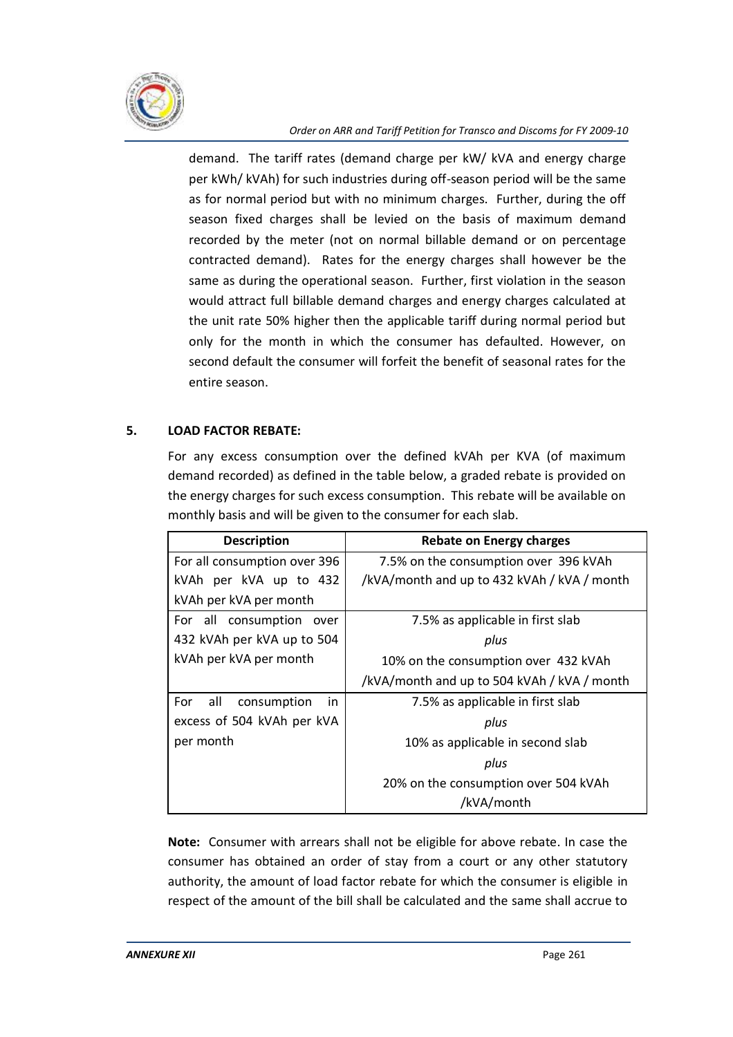demand. The tariff rates (demand charge per kW/ kVA and energy charge per kWh/ kVAh) for such industries during off-season period will be the same as for normal period but with no minimum charges. Further, during the off season fixed charges shall be levied on the basis of maximum demand recorded by the meter (not on normal billable demand or on percentage contracted demand). Rates for the energy charges shall however be the same as during the operational season. Further, first violation in the season would attract full billable demand charges and energy charges calculated at the unit rate 50% higher then the applicable tariff during normal period but only for the month in which the consumer has defaulted. However, on second default the consumer will forfeit the benefit of seasonal rates for the entire season.

## 5. LOAD FACTOR REBATE:

For any excess consumption over the defined kVAh per KVA (of maximum demand recorded) as defined in the table below, a graded rebate is provided on the energy charges for such excess consumption. This rebate will be available on monthly basis and will be given to the consumer for each slab.

| Description | Rebate on Energy charges |
|---|---|
| For all consumption over 396 kVAh per kVA up to 432 kVAh per kVA per month | 7.5% on the consumption over 396 kVAh /kVA/month and up to 432 kVAh / kVA / month |
| For all consumption over 432 kVAh per kVA up to 504 kVAh per kVA per month | 7.5% as applicable in first slab *plus* 10% on the consumption over 432 kVAh /kVA/month and up to 504 kVAh / kVA / month |
| For all consumption in excess of 504 kVAh per kVA per month | 7.5% as applicable in first slab *plus* 10% as applicable in second slab *plus* 20% on the consumption over 504 kVAh /kVA/month |

**Note:** Consumer with arrears shall not be eligible for above rebate. In case the consumer has obtained an order of stay from a court or any other statutory authority, the amount of load factor rebate for which the consumer is eligible in respect of the amount of the bill shall be calculated and the same shall accrue to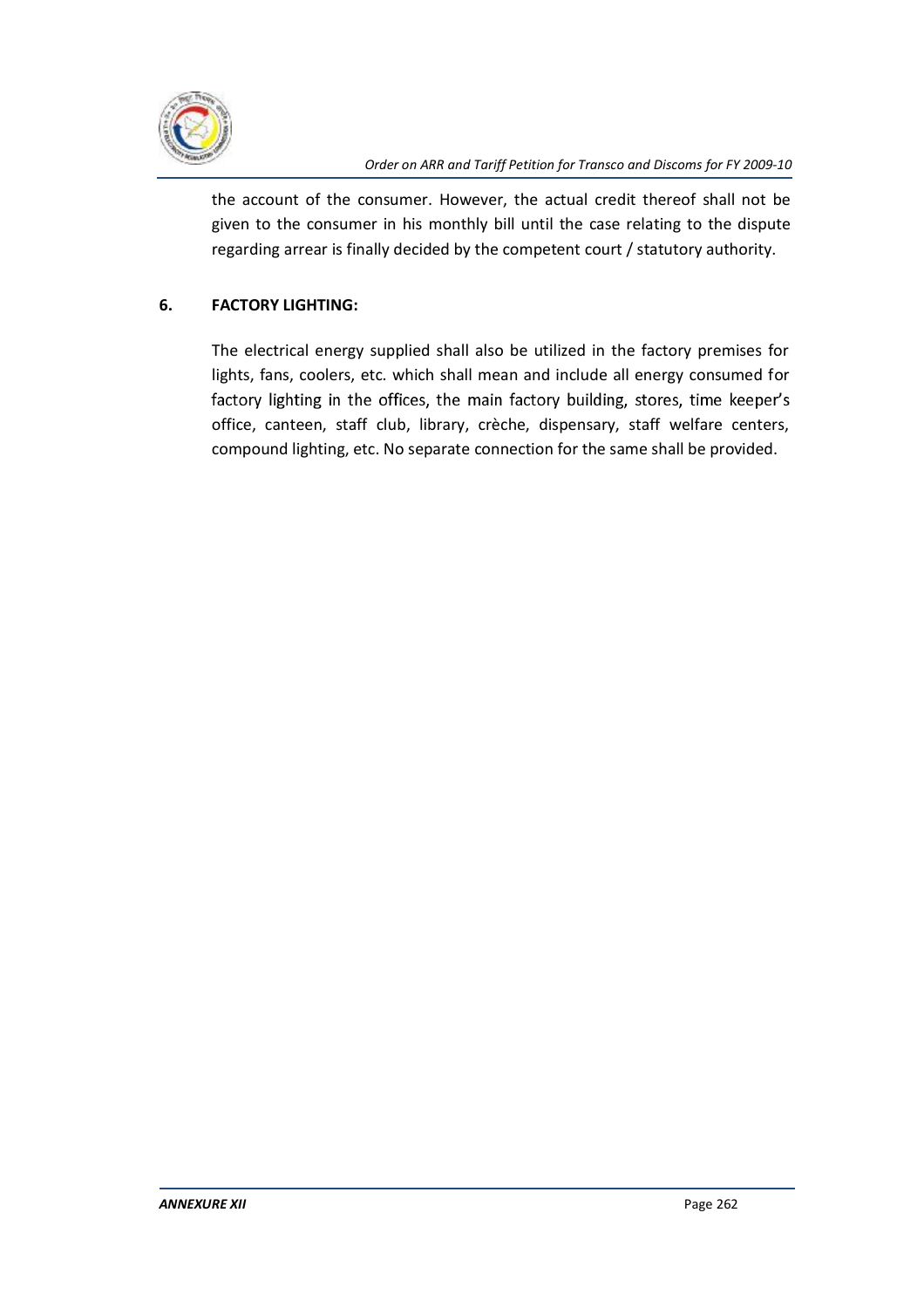the account of the consumer. However, the actual credit thereof shall not be given to the consumer in his monthly bill until the case relating to the dispute regarding arrear is finally decided by the competent court / statutory authority.

## 6. FACTORY LIGHTING:

The electrical energy supplied shall also be utilized in the factory premises for lights, fans, coolers, etc. which shall mean and include all energy consumed for factory lighting in the offices, the main factory building, stores, time keeper's office, canteen, staff club, library, crèche, dispensary, staff welfare centers, compound lighting, etc. No separate connection for the same shall be provided.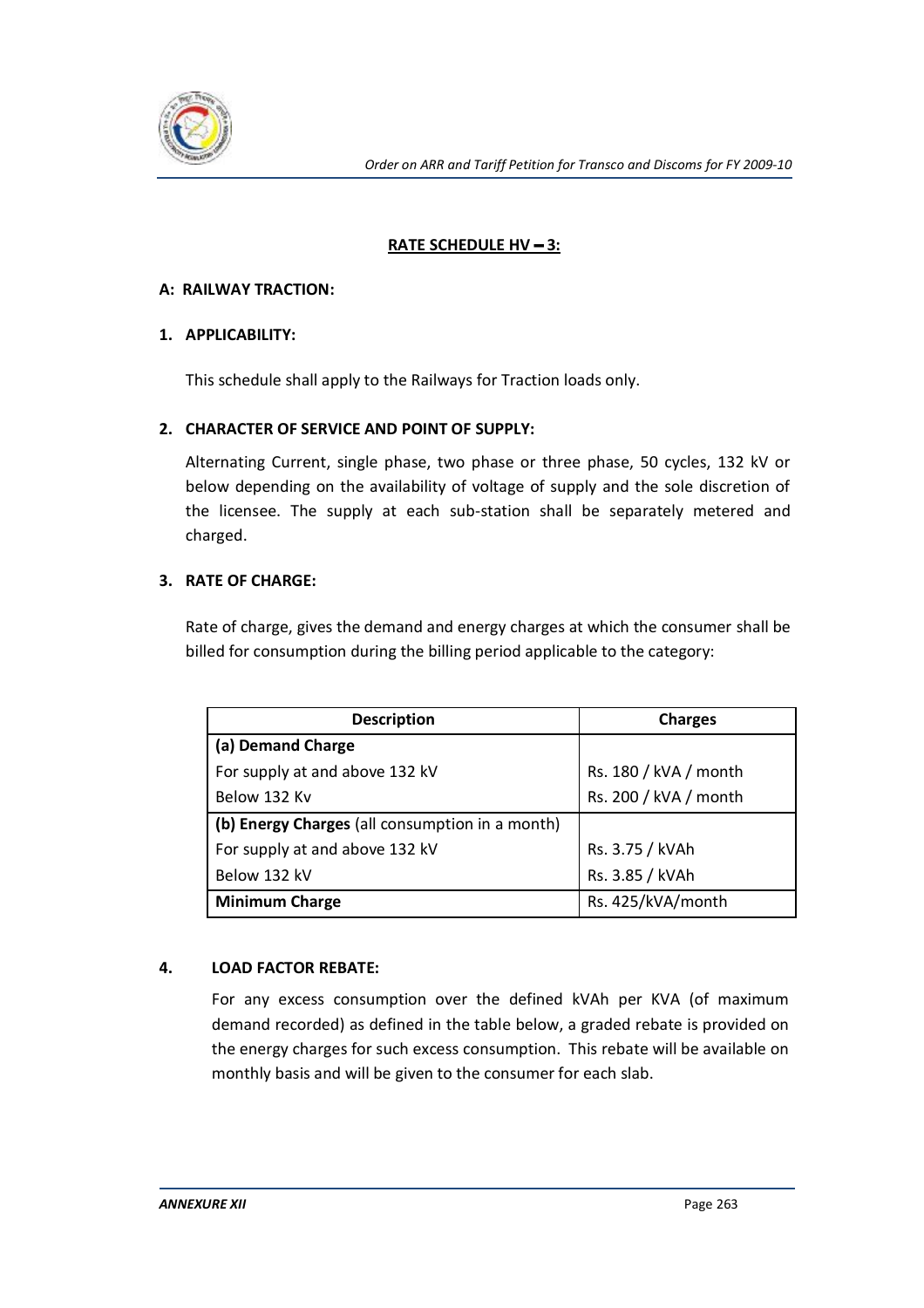## RATE SCHEDULE HV – 3:

### A: RAILWAY TRACTION:

#### 1. APPLICABILITY:

This schedule shall apply to the Railways for Traction loads only.

#### 2. CHARACTER OF SERVICE AND POINT OF SUPPLY:

Alternating Current, single phase, two phase or three phase, 50 cycles, 132 kV or below depending on the availability of voltage of supply and the sole discretion of the licensee. The supply at each sub-station shall be separately metered and charged.

#### 3. RATE OF CHARGE:

Rate of charge, gives the demand and energy charges at which the consumer shall be billed for consumption during the billing period applicable to the category:

| Description | Charges |
|---|---|
| **(a) Demand Charge** | |
| For supply at and above 132 kV | Rs. 180 / kVA / month |
| Below 132 Kv | Rs. 200 / kVA / month |
| **(b) Energy Charges** (all consumption in a month) | |
| For supply at and above 132 kV | Rs. 3.75 / kVAh |
| Below 132 kV | Rs. 3.85 / kVAh |
| **Minimum Charge** | Rs. 425/kVA/month |

#### 4. LOAD FACTOR REBATE:

For any excess consumption over the defined kVAh per KVA (of maximum demand recorded) as defined in the table below, a graded rebate is provided on the energy charges for such excess consumption. This rebate will be available on monthly basis and will be given to the consumer for each slab.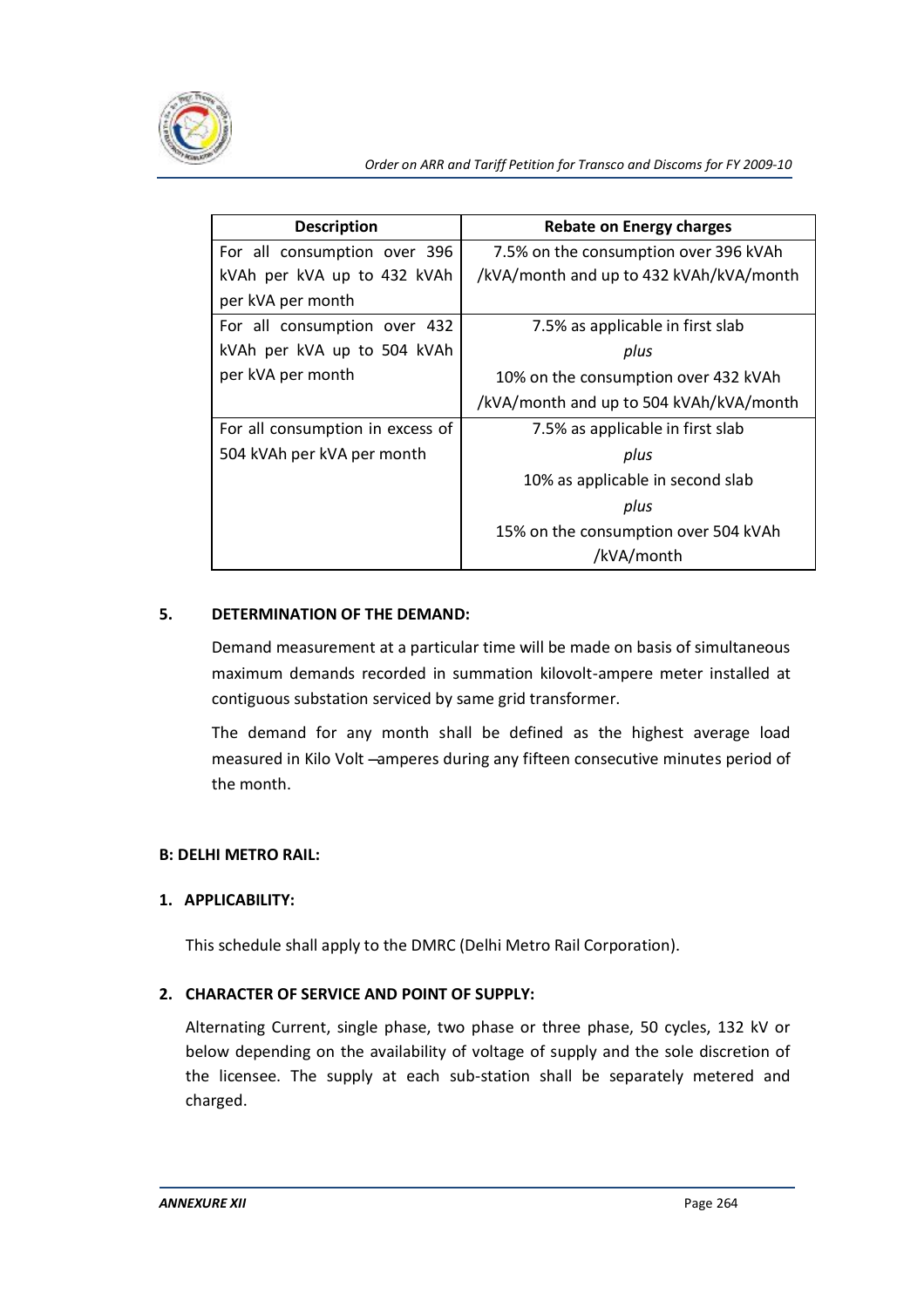| Description | Rebate on Energy charges |
|---|---|
| For all consumption over 396 kVAh per kVA up to 432 kVAh per kVA per month | 7.5% on the consumption over 396 kVAh /kVA/month and up to 432 kVAh/kVA/month |
| For all consumption over 432 kVAh per kVA up to 504 kVAh per kVA per month | 7.5% as applicable in first slab *plus* 10% on the consumption over 432 kVAh /kVA/month and up to 504 kVAh/kVA/month |
| For all consumption in excess of 504 kVAh per kVA per month | 7.5% as applicable in first slab *plus* 10% as applicable in second slab *plus* 15% on the consumption over 504 kVAh /kVA/month |

**5. DETERMINATION OF THE DEMAND:**

Demand measurement at a particular time will be made on basis of simultaneous maximum demands recorded in summation kilovolt-ampere meter installed at contiguous substation serviced by same grid transformer.

The demand for any month shall be defined as the highest average load measured in Kilo Volt –amperes during any fifteen consecutive minutes period of the month.

**B: DELHI METRO RAIL:**

**1. APPLICABILITY:**

This schedule shall apply to the DMRC (Delhi Metro Rail Corporation).

**2. CHARACTER OF SERVICE AND POINT OF SUPPLY:**

Alternating Current, single phase, two phase or three phase, 50 cycles, 132 kV or below depending on the availability of voltage of supply and the sole discretion of the licensee. The supply at each sub-station shall be separately metered and charged.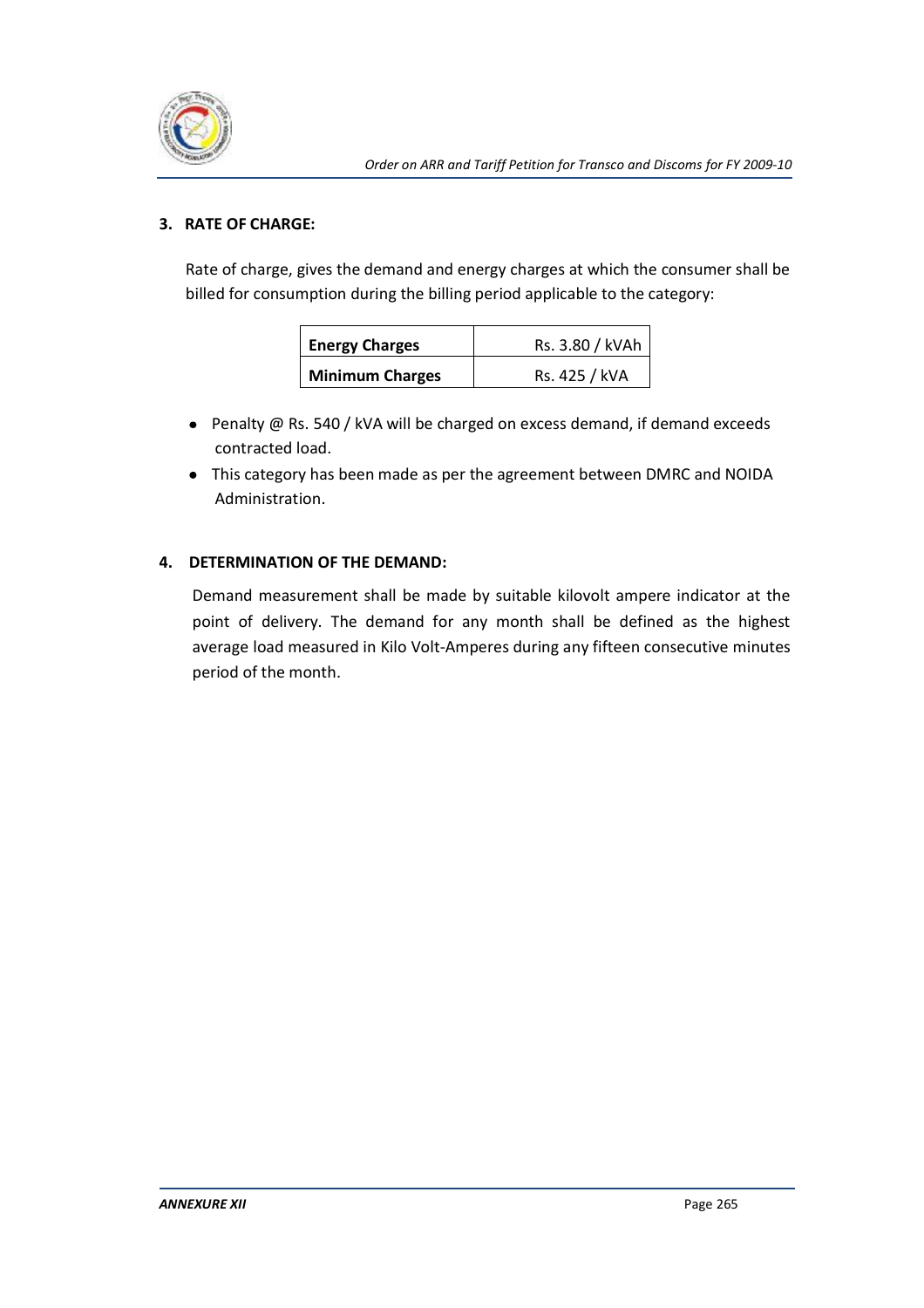### 3. RATE OF CHARGE:

Rate of charge, gives the demand and energy charges at which the consumer shall be billed for consumption during the billing period applicable to the category:

| **Energy Charges** | Rs. 3.80 / kVAh |
|---|---|
| **Minimum Charges** | Rs. 425 / kVA |

- Penalty @ Rs. 540 / kVA will be charged on excess demand, if demand exceeds contracted load.
- This category has been made as per the agreement between DMRC and NOIDA Administration.

### 4. DETERMINATION OF THE DEMAND:

Demand measurement shall be made by suitable kilovolt ampere indicator at the point of delivery. The demand for any month shall be defined as the highest average load measured in Kilo Volt-Amperes during any fifteen consecutive minutes period of the month.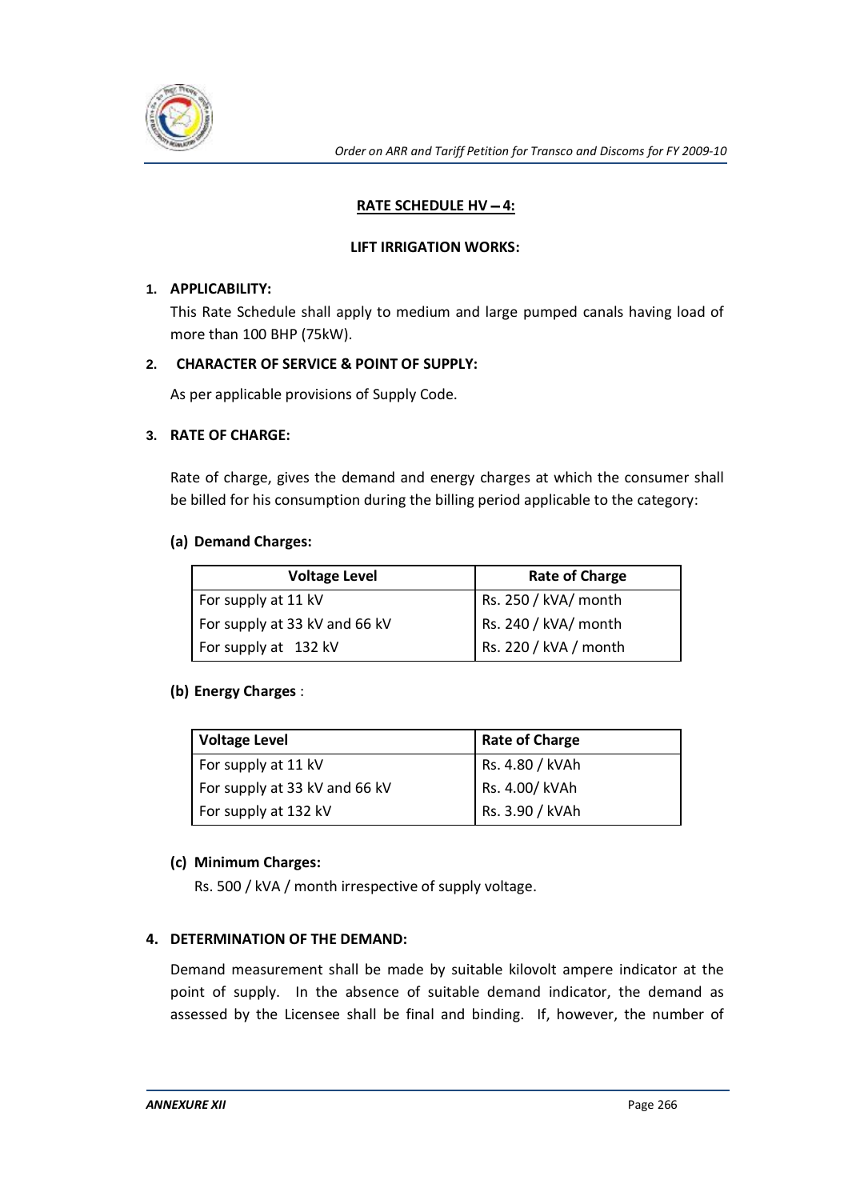## RATE SCHEDULE HV – 4:

### LIFT IRRIGATION WORKS:

**1. APPLICABILITY:**

This Rate Schedule shall apply to medium and large pumped canals having load of more than 100 BHP (75kW).

**2. CHARACTER OF SERVICE & POINT OF SUPPLY:**

As per applicable provisions of Supply Code.

**3. RATE OF CHARGE:**

Rate of charge, gives the demand and energy charges at which the consumer shall be billed for his consumption during the billing period applicable to the category:

**(a) Demand Charges:**

| Voltage Level | Rate of Charge |
|---|---|
| For supply at 11 kV | Rs. 250 / kVA/ month |
| For supply at 33 kV and 66 kV | Rs. 240 / kVA/ month |
| For supply at 132 kV | Rs. 220 / kVA / month |

**(b) Energy Charges** :

| Voltage Level | Rate of Charge |
|---|---|
| For supply at 11 kV | Rs. 4.80 / kVAh |
| For supply at 33 kV and 66 kV | Rs. 4.00/ kVAh |
| For supply at 132 kV | Rs. 3.90 / kVAh |

**(c) Minimum Charges:**

Rs. 500 / kVA / month irrespective of supply voltage.

**4. DETERMINATION OF THE DEMAND:**

Demand measurement shall be made by suitable kilovolt ampere indicator at the point of supply. In the absence of suitable demand indicator, the demand as assessed by the Licensee shall be final and binding. If, however, the number of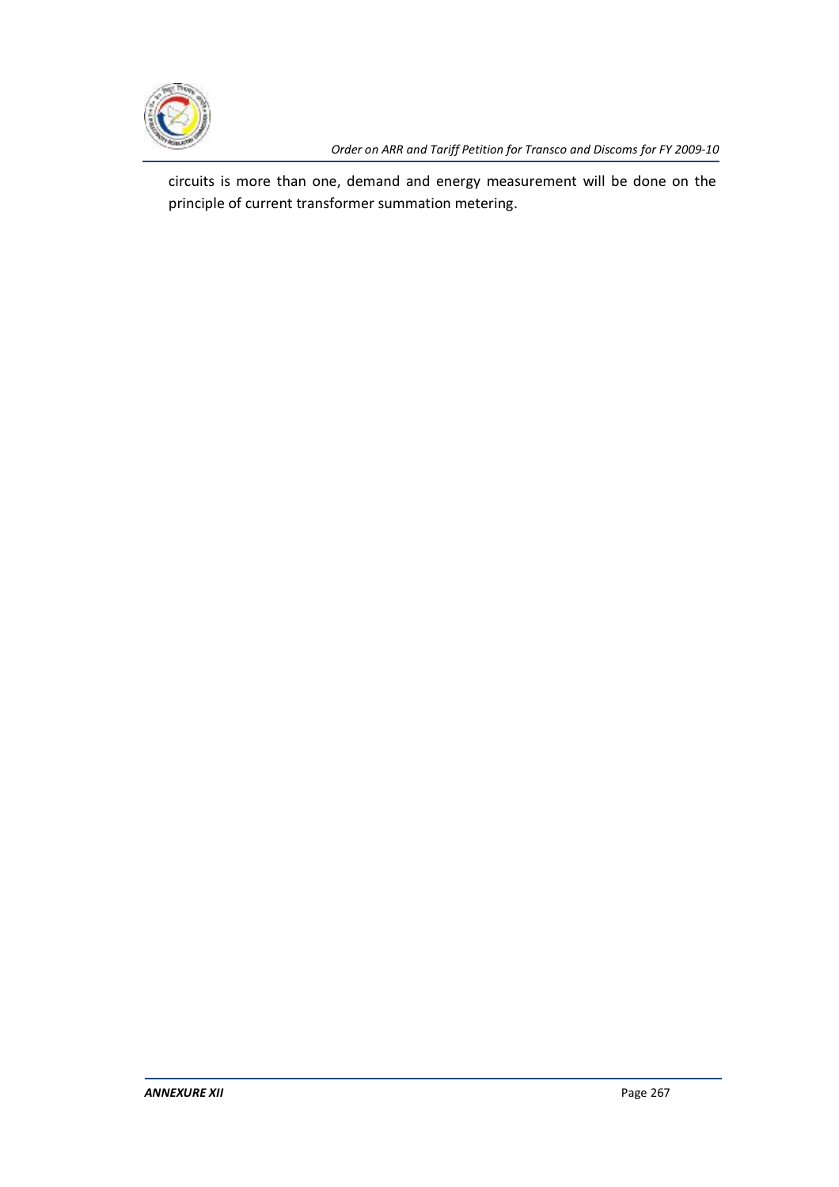circuits is more than one, demand and energy measurement will be done on the principle of current transformer summation metering.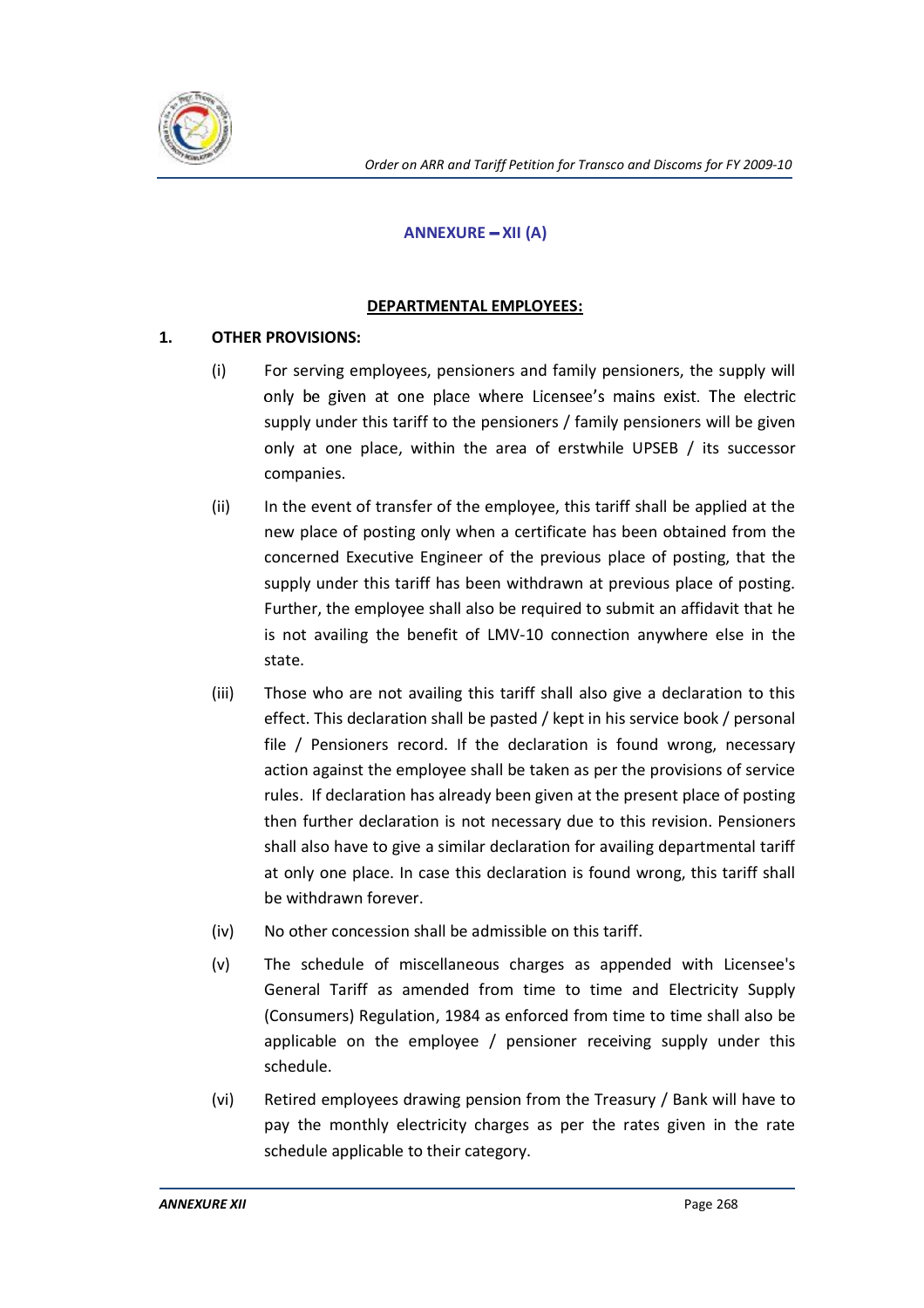## ANNEXURE – XII (A)

### DEPARTMENTAL EMPLOYEES:

**1. OTHER PROVISIONS:**

(i) For serving employees, pensioners and family pensioners, the supply will only be given at one place where Licensee's mains exist. The electric supply under this tariff to the pensioners / family pensioners will be given only at one place, within the area of erstwhile UPSEB / its successor companies.

(ii) In the event of transfer of the employee, this tariff shall be applied at the new place of posting only when a certificate has been obtained from the concerned Executive Engineer of the previous place of posting, that the supply under this tariff has been withdrawn at previous place of posting. Further, the employee shall also be required to submit an affidavit that he is not availing the benefit of LMV-10 connection anywhere else in the state.

(iii) Those who are not availing this tariff shall also give a declaration to this effect. This declaration shall be pasted / kept in his service book / personal file / Pensioners record. If the declaration is found wrong, necessary action against the employee shall be taken as per the provisions of service rules. If declaration has already been given at the present place of posting then further declaration is not necessary due to this revision. Pensioners shall also have to give a similar declaration for availing departmental tariff at only one place. In case this declaration is found wrong, this tariff shall be withdrawn forever.

(iv) No other concession shall be admissible on this tariff.

(v) The schedule of miscellaneous charges as appended with Licensee's General Tariff as amended from time to time and Electricity Supply (Consumers) Regulation, 1984 as enforced from time to time shall also be applicable on the employee / pensioner receiving supply under this schedule.

(vi) Retired employees drawing pension from the Treasury / Bank will have to pay the monthly electricity charges as per the rates given in the rate schedule applicable to their category.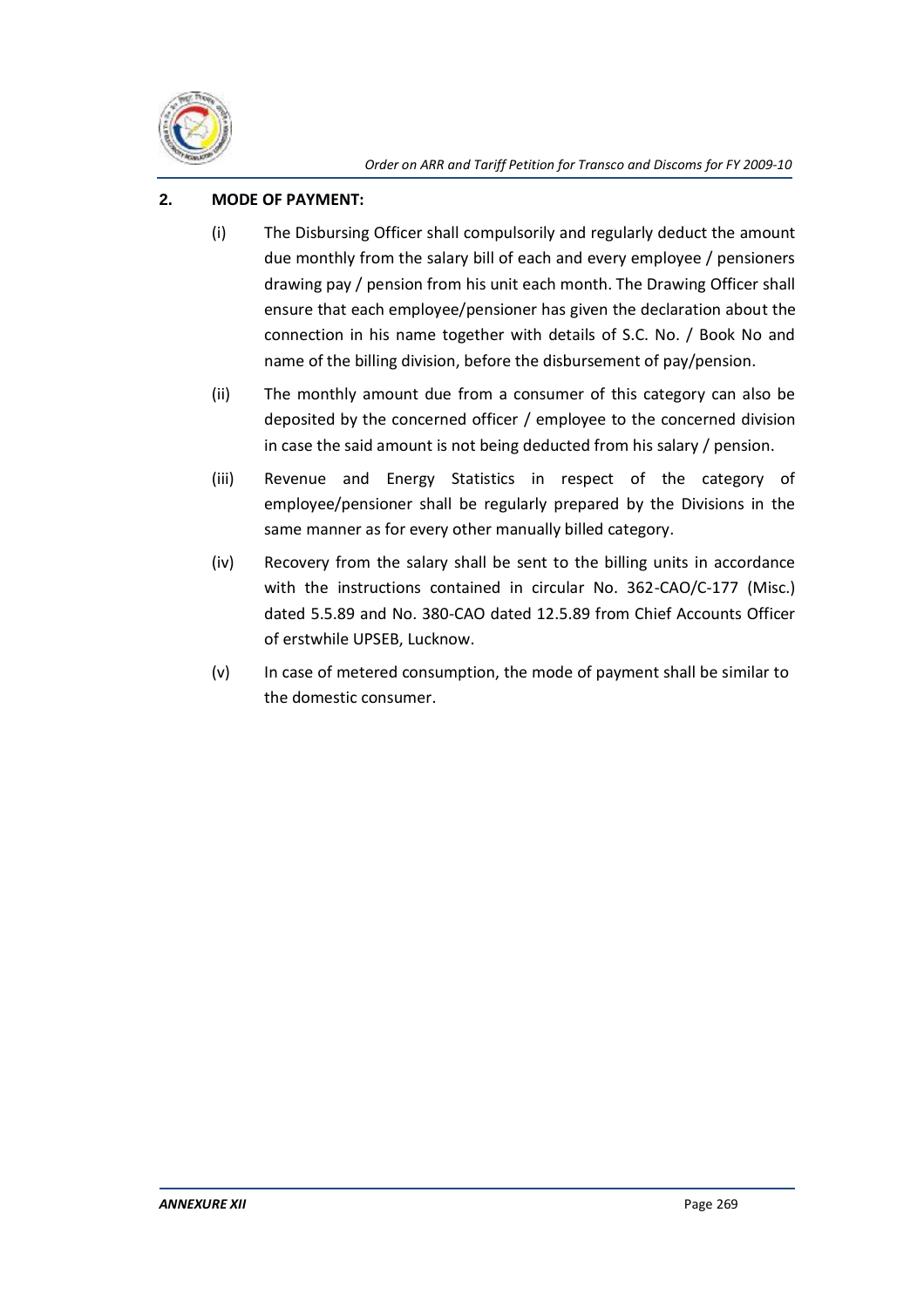## 2. MODE OF PAYMENT:

(i) The Disbursing Officer shall compulsorily and regularly deduct the amount due monthly from the salary bill of each and every employee / pensioners drawing pay / pension from his unit each month. The Drawing Officer shall ensure that each employee/pensioner has given the declaration about the connection in his name together with details of S.C. No. / Book No and name of the billing division, before the disbursement of pay/pension.

(ii) The monthly amount due from a consumer of this category can also be deposited by the concerned officer / employee to the concerned division in case the said amount is not being deducted from his salary / pension.

(iii) Revenue and Energy Statistics in respect of the category of employee/pensioner shall be regularly prepared by the Divisions in the same manner as for every other manually billed category.

(iv) Recovery from the salary shall be sent to the billing units in accordance with the instructions contained in circular No. 362-CAO/C-177 (Misc.) dated 5.5.89 and No. 380-CAO dated 12.5.89 from Chief Accounts Officer of erstwhile UPSEB, Lucknow.

(v) In case of metered consumption, the mode of payment shall be similar to the domestic consumer.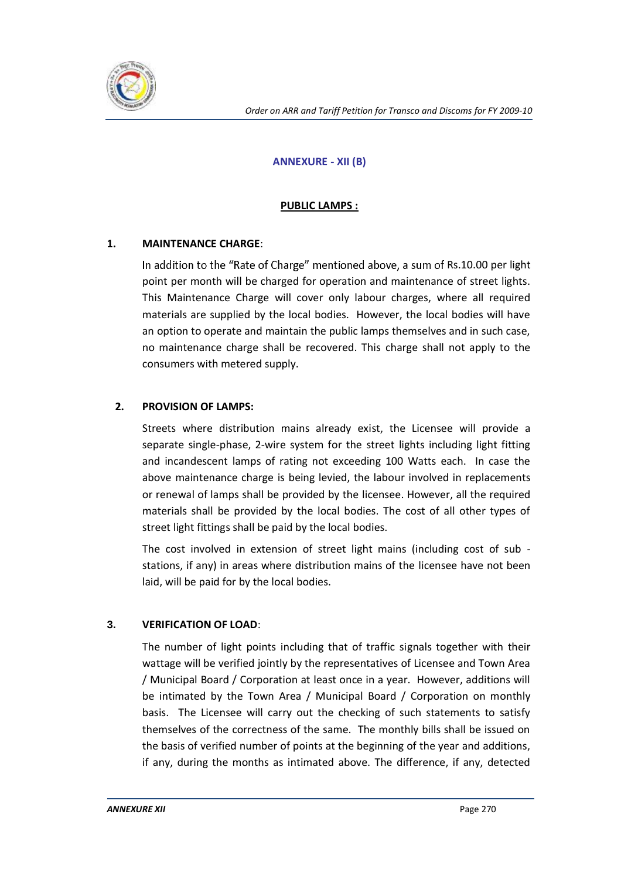## ANNEXURE - XII (B)

### PUBLIC LAMPS :

**1. MAINTENANCE CHARGE**:

In addition to the "Rate of Charge" mentioned above, a sum of Rs.10.00 per light point per month will be charged for operation and maintenance of street lights. This Maintenance Charge will cover only labour charges, where all required materials are supplied by the local bodies. However, the local bodies will have an option to operate and maintain the public lamps themselves and in such case, no maintenance charge shall be recovered. This charge shall not apply to the consumers with metered supply.

**2. PROVISION OF LAMPS:**

Streets where distribution mains already exist, the Licensee will provide a separate single-phase, 2-wire system for the street lights including light fitting and incandescent lamps of rating not exceeding 100 Watts each. In case the above maintenance charge is being levied, the labour involved in replacements or renewal of lamps shall be provided by the licensee. However, all the required materials shall be provided by the local bodies. The cost of all other types of street light fittings shall be paid by the local bodies.

The cost involved in extension of street light mains (including cost of sub - stations, if any) in areas where distribution mains of the licensee have not been laid, will be paid for by the local bodies.

**3. VERIFICATION OF LOAD**:

The number of light points including that of traffic signals together with their wattage will be verified jointly by the representatives of Licensee and Town Area / Municipal Board / Corporation at least once in a year. However, additions will be intimated by the Town Area / Municipal Board / Corporation on monthly basis. The Licensee will carry out the checking of such statements to satisfy themselves of the correctness of the same. The monthly bills shall be issued on the basis of verified number of points at the beginning of the year and additions, if any, during the months as intimated above. The difference, if any, detected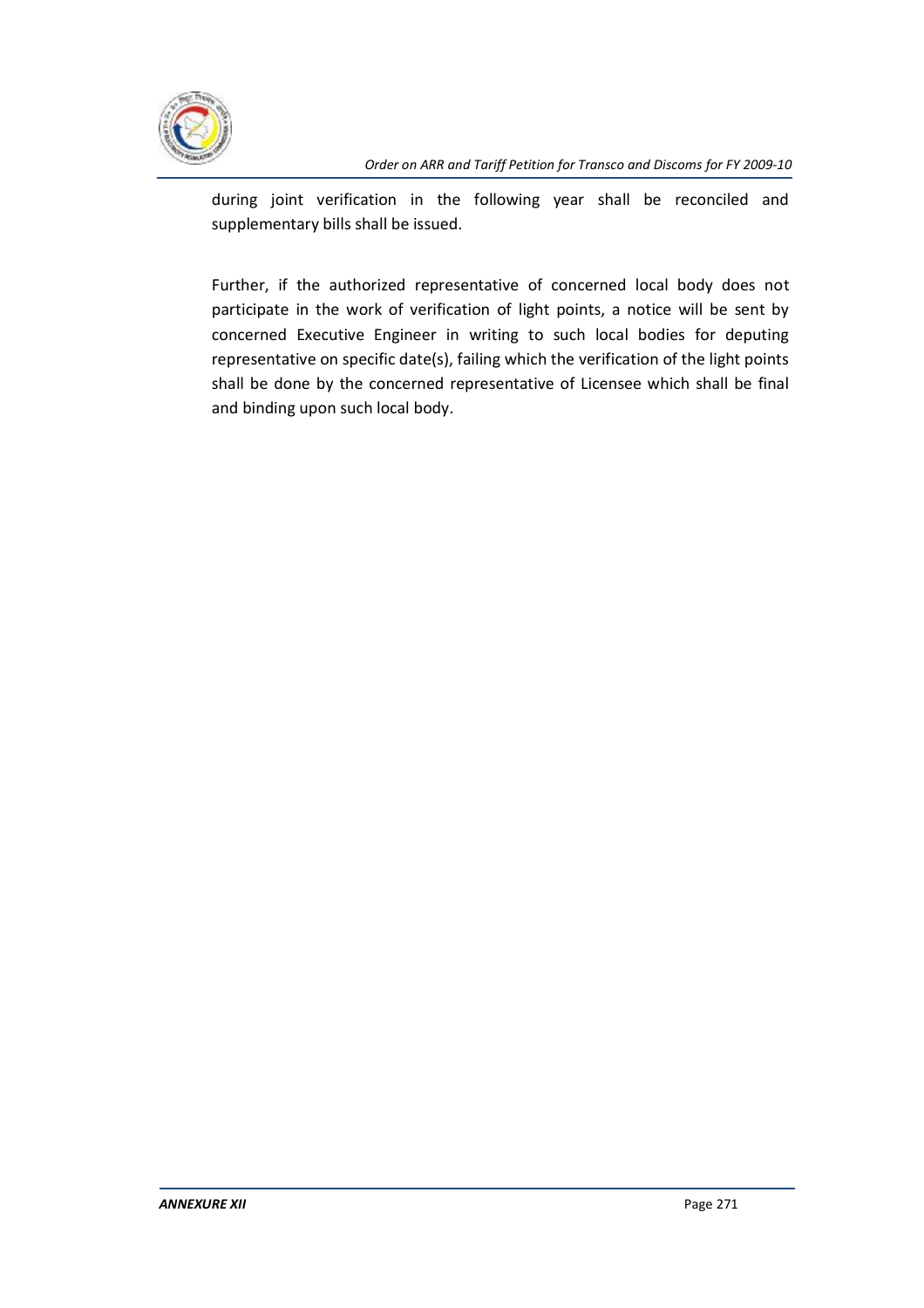during joint verification in the following year shall be reconciled and supplementary bills shall be issued.

Further, if the authorized representative of concerned local body does not participate in the work of verification of light points, a notice will be sent by concerned Executive Engineer in writing to such local bodies for deputing representative on specific date(s), failing which the verification of the light points shall be done by the concerned representative of Licensee which shall be final and binding upon such local body.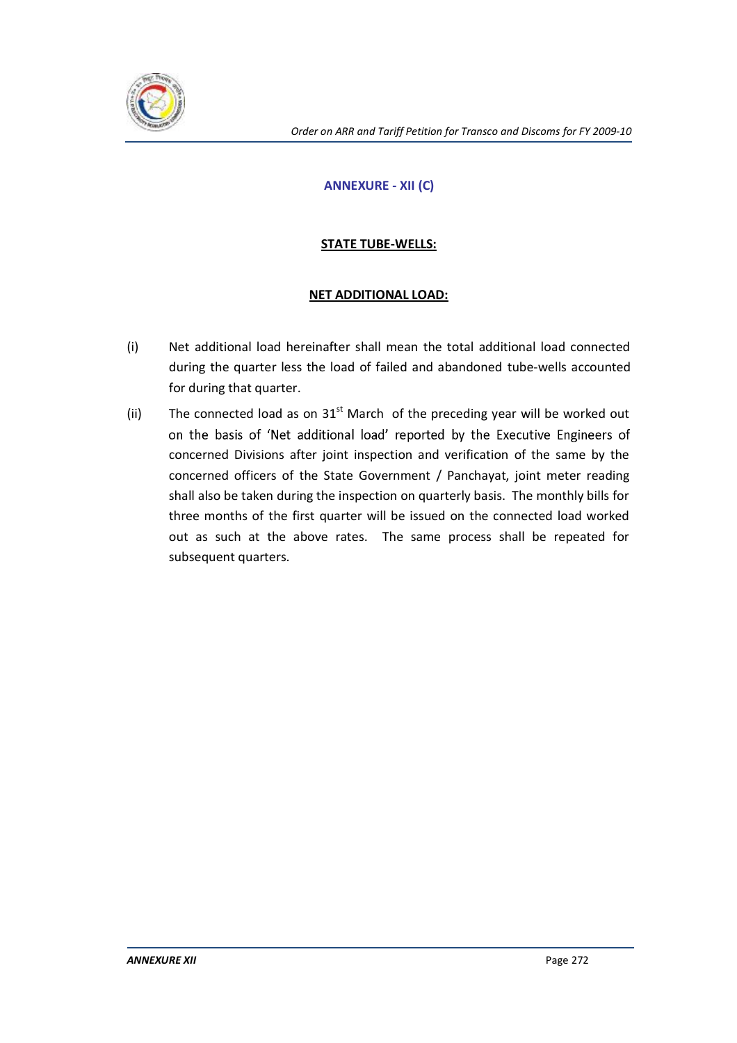## ANNEXURE - XII (C)

### STATE TUBE-WELLS:

### NET ADDITIONAL LOAD:

(i) Net additional load hereinafter shall mean the total additional load connected during the quarter less the load of failed and abandoned tube-wells accounted for during that quarter.

(ii) The connected load as on 31st March of the preceding year will be worked out on the basis of 'Net additional load' reported by the Executive Engineers of concerned Divisions after joint inspection and verification of the same by the concerned officers of the State Government / Panchayat, joint meter reading shall also be taken during the inspection on quarterly basis. The monthly bills for three months of the first quarter will be issued on the connected load worked out as such at the above rates. The same process shall be repeated for subsequent quarters.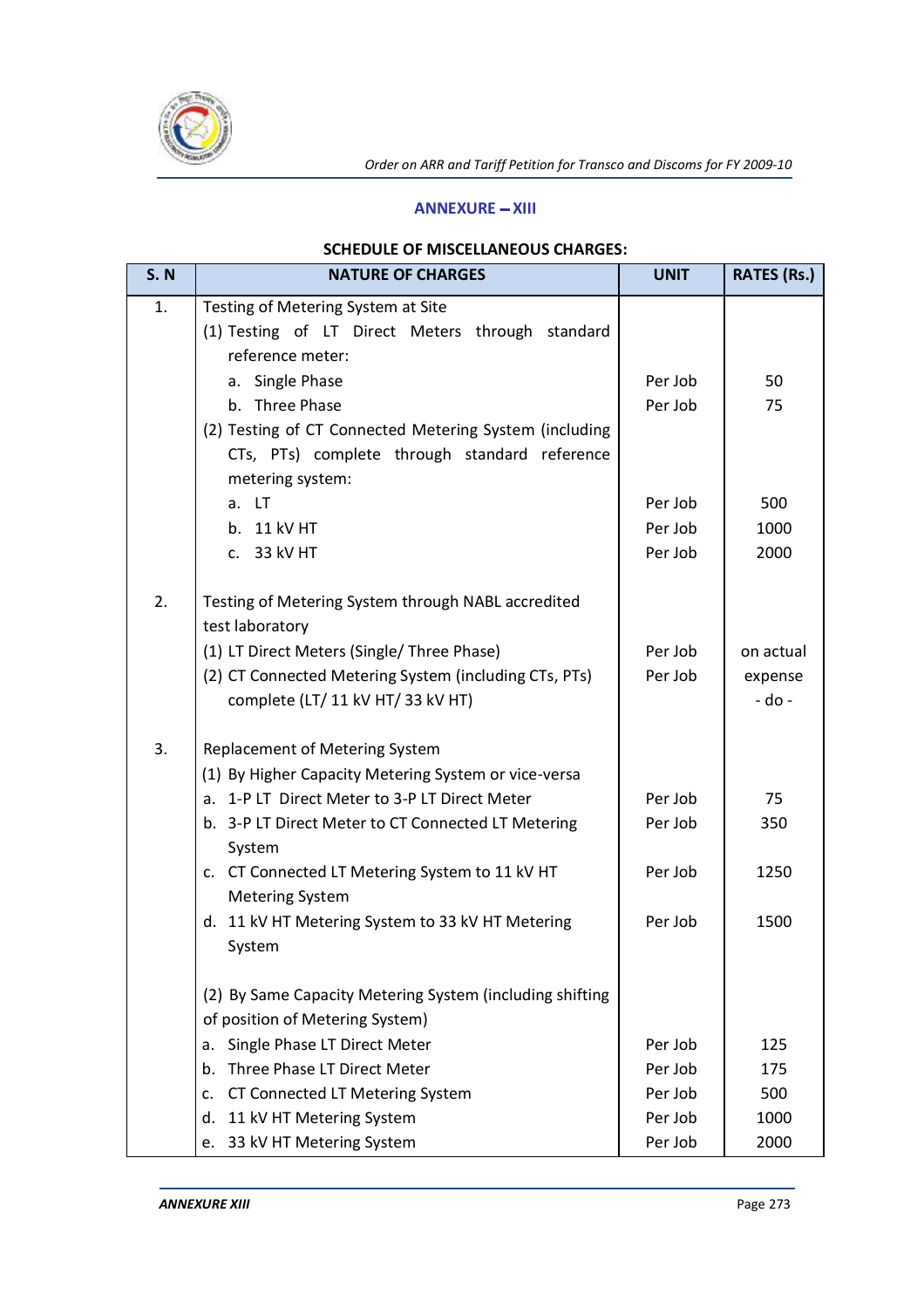## ANNEXURE – XIII

### SCHEDULE OF MISCELLANEOUS CHARGES:

| S. N | NATURE OF CHARGES | UNIT | RATES (Rs.) |
|---|---|---|---|
| 1. | Testing of Metering System at Site | | |
| | (1) Testing of LT Direct Meters through standard reference meter: | | |
| | a. Single Phase | Per Job | 50 |
| | b. Three Phase | Per Job | 75 |
| | (2) Testing of CT Connected Metering System (including CTs, PTs) complete through standard reference metering system: | | |
| | a. LT | Per Job | 500 |
| | b. 11 kV HT | Per Job | 1000 |
| | c. 33 kV HT | Per Job | 2000 |
| 2. | Testing of Metering System through NABL accredited test laboratory | | |
| | (1) LT Direct Meters (Single/ Three Phase) | Per Job | on actual expense |
| | (2) CT Connected Metering System (including CTs, PTs) complete (LT/ 11 kV HT/ 33 kV HT) | Per Job | - do - |
| 3. | Replacement of Metering System | | |
| | (1) By Higher Capacity Metering System or vice-versa | | |
| | a. 1-P LT Direct Meter to 3-P LT Direct Meter | Per Job | 75 |
| | b. 3-P LT Direct Meter to CT Connected LT Metering System | Per Job | 350 |
| | c. CT Connected LT Metering System to 11 kV HT Metering System | Per Job | 1250 |
| | d. 11 kV HT Metering System to 33 kV HT Metering System | Per Job | 1500 |
| | (2) By Same Capacity Metering System (including shifting of position of Metering System) | | |
| | a. Single Phase LT Direct Meter | Per Job | 125 |
| | b. Three Phase LT Direct Meter | Per Job | 175 |
| | c. CT Connected LT Metering System | Per Job | 500 |
| | d. 11 kV HT Metering System | Per Job | 1000 |
| | e. 33 kV HT Metering System | Per Job | 2000 |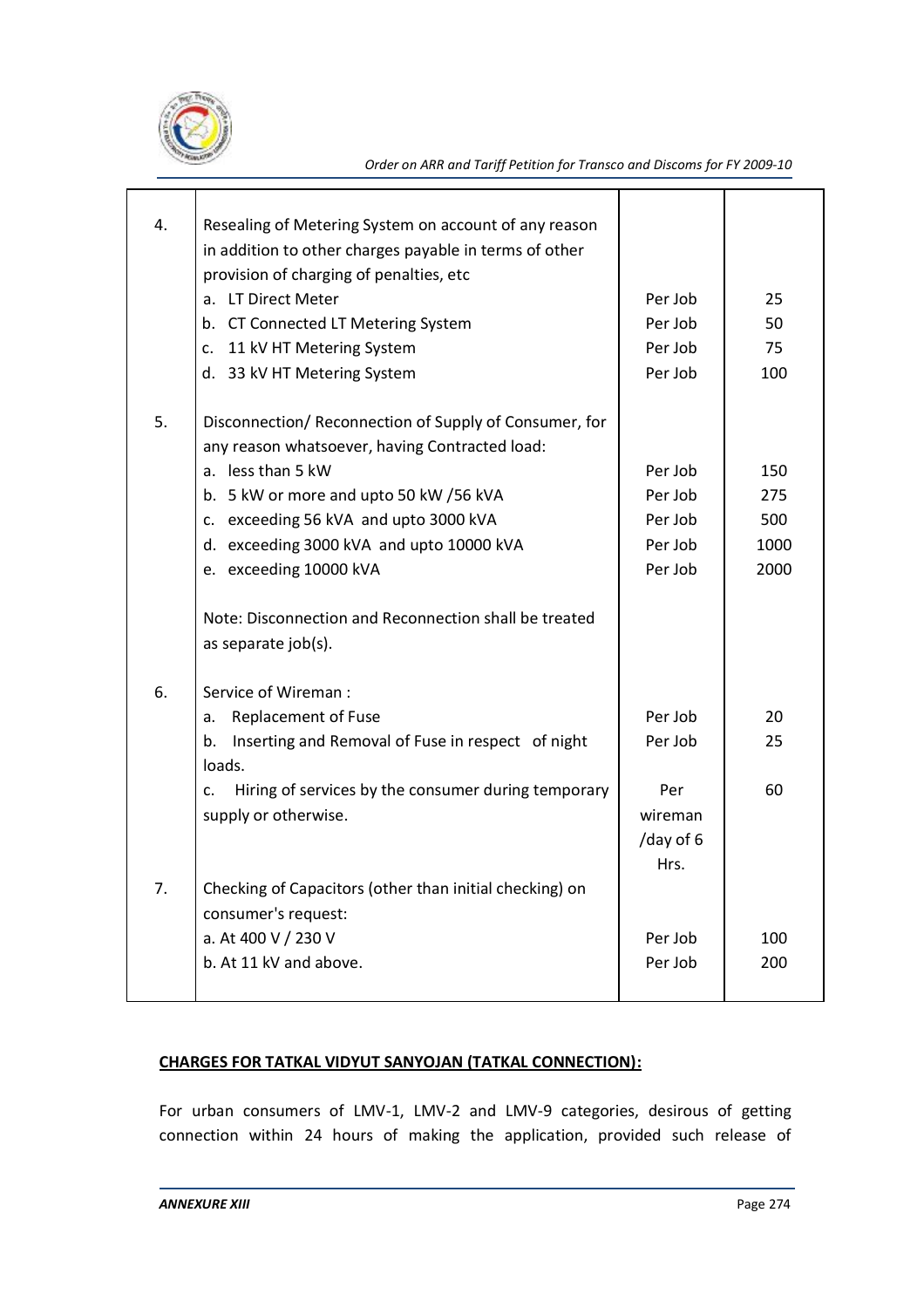| | | | |
|---|---|---|---|
| 4. | Resealing of Metering System on account of any reason in addition to other charges payable in terms of other provision of charging of penalties, etc | | |
| | a. LT Direct Meter | Per Job | 25 |
| | b. CT Connected LT Metering System | Per Job | 50 |
| | c. 11 kV HT Metering System | Per Job | 75 |
| | d. 33 kV HT Metering System | Per Job | 100 |
| 5. | Disconnection/ Reconnection of Supply of Consumer, for any reason whatsoever, having Contracted load: | | |
| | a. less than 5 kW | Per Job | 150 |
| | b. 5 kW or more and upto 50 kW /56 kVA | Per Job | 275 |
| | c. exceeding 56 kVA and upto 3000 kVA | Per Job | 500 |
| | d. exceeding 3000 kVA and upto 10000 kVA | Per Job | 1000 |
| | e. exceeding 10000 kVA | Per Job | 2000 |
| | Note: Disconnection and Reconnection shall be treated as separate job(s). | | |
| 6. | Service of Wireman : | | |
| | a. Replacement of Fuse | Per Job | 20 |
| | b. Inserting and Removal of Fuse in respect of night loads. | Per Job | 25 |
| | c. Hiring of services by the consumer during temporary supply or otherwise. | Per wireman /day of 6 Hrs. | 60 |
| 7. | Checking of Capacitors (other than initial checking) on consumer's request: | | |
| | a. At 400 V / 230 V | Per Job | 100 |
| | b. At 11 kV and above. | Per Job | 200 |

**CHARGES FOR TATKAL VIDYUT SANYOJAN (TATKAL CONNECTION):**

For urban consumers of LMV-1, LMV-2 and LMV-9 categories, desirous of getting connection within 24 hours of making the application, provided such release of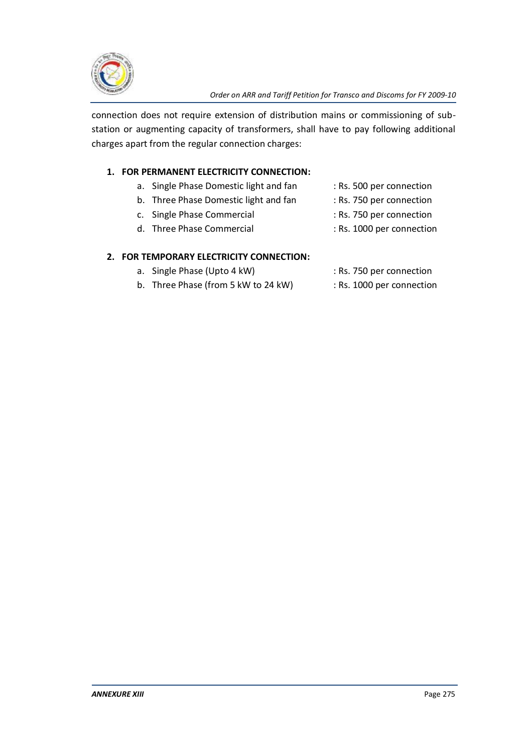connection does not require extension of distribution mains or commissioning of sub-station or augmenting capacity of transformers, shall have to pay following additional charges apart from the regular connection charges:

1. **FOR PERMANENT ELECTRICITY CONNECTION:**
   a. Single Phase Domestic light and fan : Rs. 500 per connection
   b. Three Phase Domestic light and fan : Rs. 750 per connection
   c. Single Phase Commercial : Rs. 750 per connection
   d. Three Phase Commercial : Rs. 1000 per connection

2. **FOR TEMPORARY ELECTRICITY CONNECTION:**
   a. Single Phase (Upto 4 kW) : Rs. 750 per connection
   b. Three Phase (from 5 kW to 24 kW) : Rs. 1000 per connection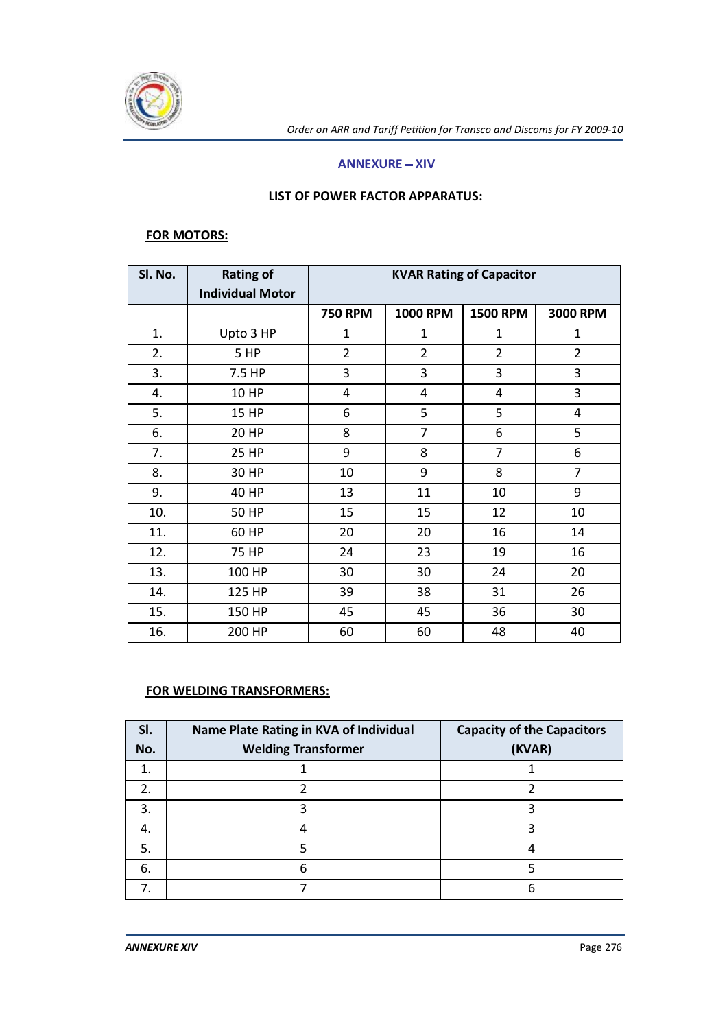## ANNEXURE – XIV

### LIST OF POWER FACTOR APPARATUS:

**FOR MOTORS:**

| Sl. No. | Rating of Individual Motor | KVAR Rating of Capacitor | | | |
|---|---|---|---|---|---|
| | | 750 RPM | 1000 RPM | 1500 RPM | 3000 RPM |
| 1. | Upto 3 HP | 1 | 1 | 1 | 1 |
| 2. | 5 HP | 2 | 2 | 2 | 2 |
| 3. | 7.5 HP | 3 | 3 | 3 | 3 |
| 4. | 10 HP | 4 | 4 | 4 | 3 |
| 5. | 15 HP | 6 | 5 | 5 | 4 |
| 6. | 20 HP | 8 | 7 | 6 | 5 |
| 7. | 25 HP | 9 | 8 | 7 | 6 |
| 8. | 30 HP | 10 | 9 | 8 | 7 |
| 9. | 40 HP | 13 | 11 | 10 | 9 |
| 10. | 50 HP | 15 | 15 | 12 | 10 |
| 11. | 60 HP | 20 | 20 | 16 | 14 |
| 12. | 75 HP | 24 | 23 | 19 | 16 |
| 13. | 100 HP | 30 | 30 | 24 | 20 |
| 14. | 125 HP | 39 | 38 | 31 | 26 |
| 15. | 150 HP | 45 | 45 | 36 | 30 |
| 16. | 200 HP | 60 | 60 | 48 | 40 |

**FOR WELDING TRANSFORMERS:**

| Sl. No. | Name Plate Rating in KVA of Individual Welding Transformer | Capacity of the Capacitors (KVAR) |
|---|---|---|
| 1. | 1 | 1 |
| 2. | 2 | 2 |
| 3. | 3 | 3 |
| 4. | 4 | 3 |
| 5. | 5 | 4 |
| 6. | 6 | 5 |
| 7. | 7 | 6 |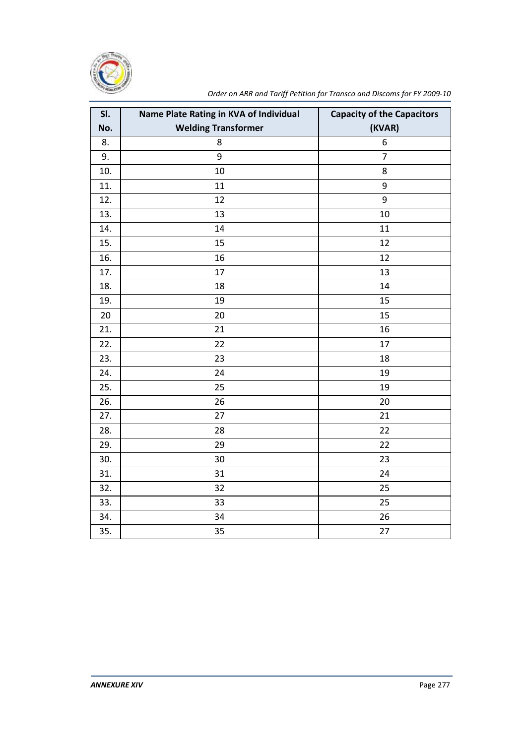| Sl. No. | Name Plate Rating in KVA of Individual Welding Transformer | Capacity of the Capacitors (KVAR) |
|---|---|---|
| 8. | 8 | 6 |
| 9. | 9 | 7 |
| 10. | 10 | 8 |
| 11. | 11 | 9 |
| 12. | 12 | 9 |
| 13. | 13 | 10 |
| 14. | 14 | 11 |
| 15. | 15 | 12 |
| 16. | 16 | 12 |
| 17. | 17 | 13 |
| 18. | 18 | 14 |
| 19. | 19 | 15 |
| 20 | 20 | 15 |
| 21. | 21 | 16 |
| 22. | 22 | 17 |
| 23. | 23 | 18 |
| 24. | 24 | 19 |
| 25. | 25 | 19 |
| 26. | 26 | 20 |
| 27. | 27 | 21 |
| 28. | 28 | 22 |
| 29. | 29 | 22 |
| 30. | 30 | 23 |
| 31. | 31 | 24 |
| 32. | 32 | 25 |
| 33. | 33 | 25 |
| 34. | 34 | 26 |
| 35. | 35 | 27 |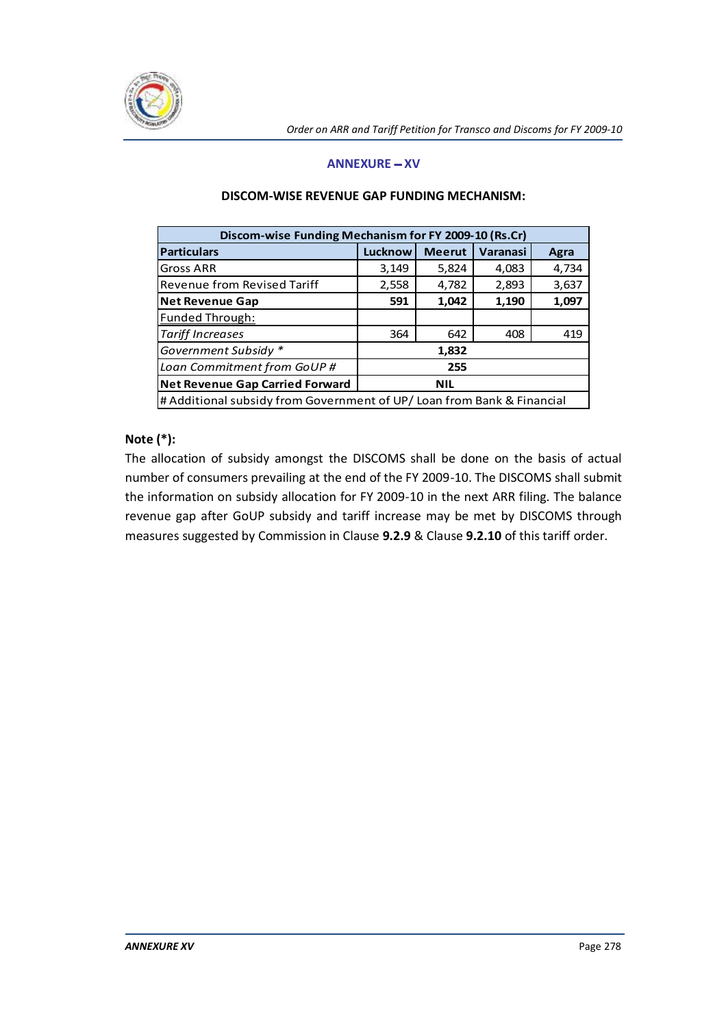## ANNEXURE – XV

### DISCOM-WISE REVENUE GAP FUNDING MECHANISM:

| Discom-wise Funding Mechanism for FY 2009-10 (Rs.Cr) | | | | |
|---|---|---|---|---|
| **Particulars** | **Lucknow** | **Meerut** | **Varanasi** | **Agra** |
| Gross ARR | 3,149 | 5,824 | 4,083 | 4,734 |
| Revenue from Revised Tariff | 2,558 | 4,782 | 2,893 | 3,637 |
| **Net Revenue Gap** | **591** | **1,042** | **1,190** | **1,097** |
| Funded Through: | | | | |
| *Tariff Increases* | 364 | 642 | 408 | 419 |
| *Government Subsidy \** | **1,832** | | | |
| *Loan Commitment from GoUP #* | **255** | | | |
| **Net Revenue Gap Carried Forward** | **NIL** | | | |
| # Additional subsidy from Government of UP/ Loan from Bank & Financial | | | | |

**Note (\*):**

The allocation of subsidy amongst the DISCOMS shall be done on the basis of actual number of consumers prevailing at the end of the FY 2009-10. The DISCOMS shall submit the information on subsidy allocation for FY 2009-10 in the next ARR filing. The balance revenue gap after GoUP subsidy and tariff increase may be met by DISCOMS through measures suggested by Commission in Clause **9.2.9** & Clause **9.2.10** of this tariff order.